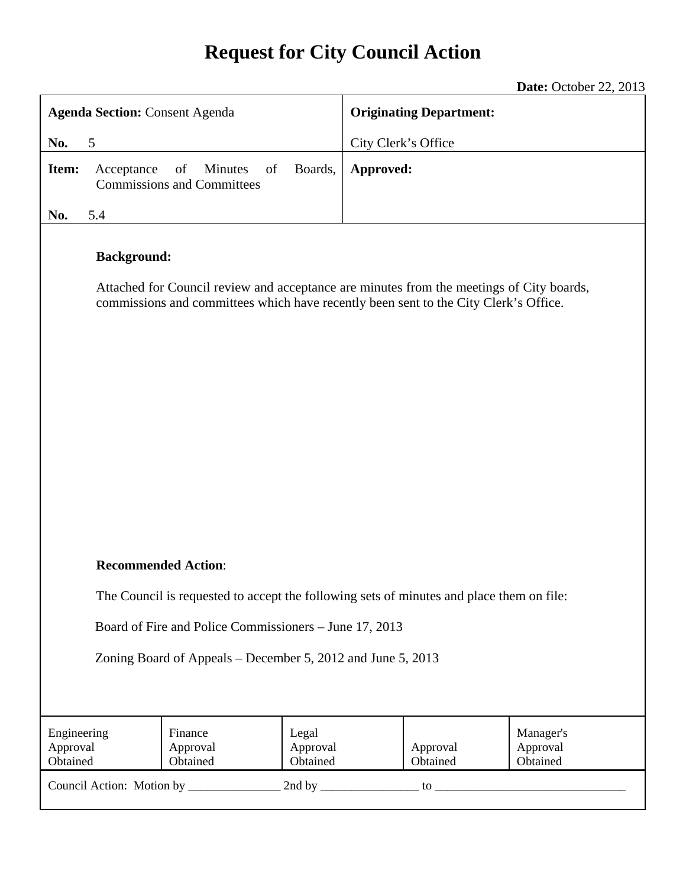# Request for City Council Action

**Date:** October 22, 2013

| **Agenda Section:** Consent Agenda<br><br>**No.** 5 | **Originating Department:**<br><br>City Clerk's Office |
|---|---|
| **Item:** Acceptance of Minutes of Boards, Commissions and Committees<br><br>**No.** 5.4 | **Approved:** |

**Background:**

Attached for Council review and acceptance are minutes from the meetings of City boards, commissions and committees which have recently been sent to the City Clerk's Office.

**Recommended Action**:

The Council is requested to accept the following sets of minutes and place them on file:

Board of Fire and Police Commissioners – June 17, 2013

Zoning Board of Appeals – December 5, 2012 and June 5, 2013

| Engineering Approval Obtained | Finance Approval Obtained | Legal Approval Obtained | Approval Obtained | Manager's Approval Obtained |
|---|---|---|---|---|

Council Action: Motion by _______________ 2nd by ________________ to _______________________________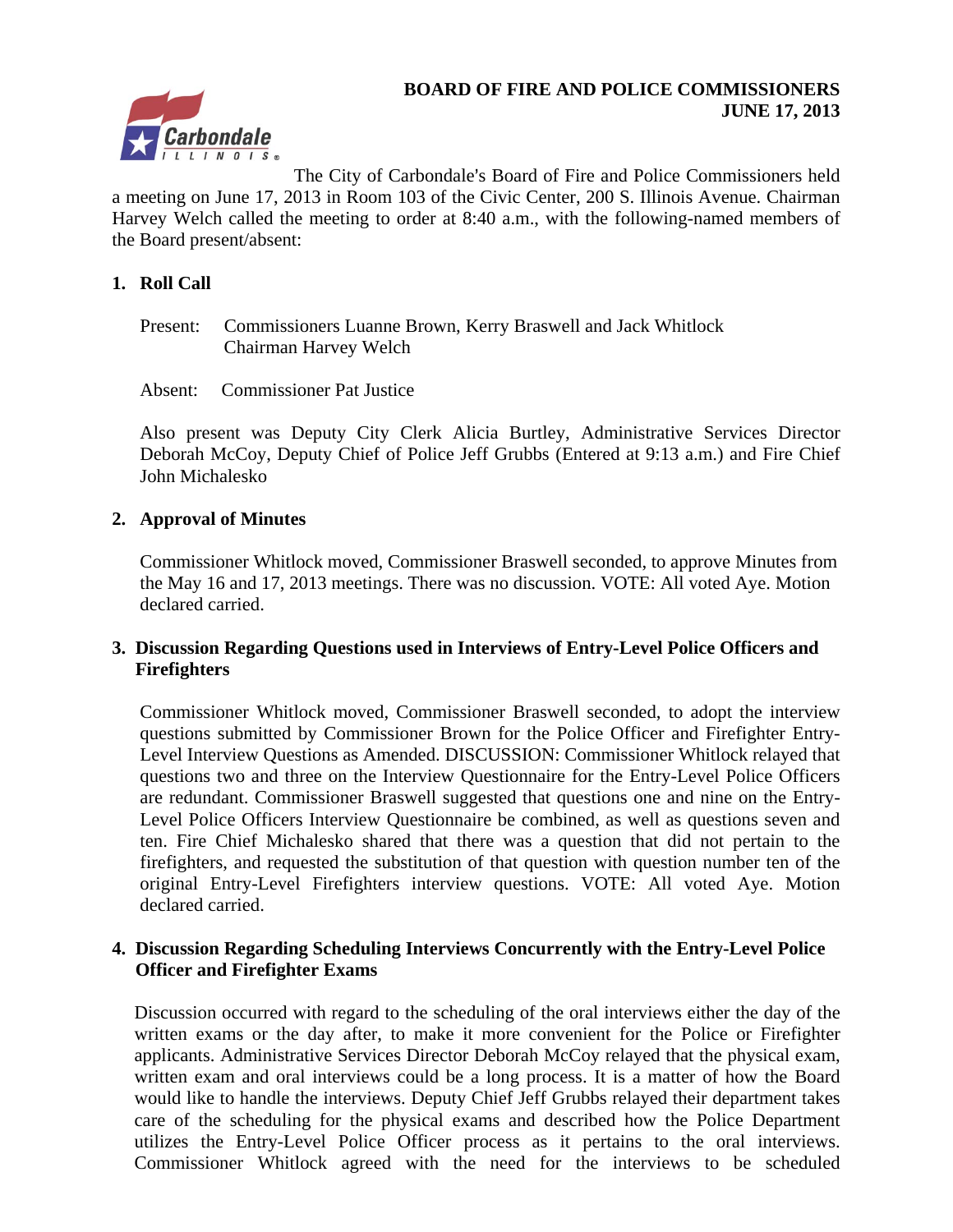# BOARD OF FIRE AND POLICE COMMISSIONERS
# JUNE 17, 2013

The City of Carbondale's Board of Fire and Police Commissioners held a meeting on June 17, 2013 in Room 103 of the Civic Center, 200 S. Illinois Avenue. Chairman Harvey Welch called the meeting to order at 8:40 a.m., with the following-named members of the Board present/absent:

## 1. Roll Call

Present: Commissioners Luanne Brown, Kerry Braswell and Jack Whitlock
Chairman Harvey Welch

Absent: Commissioner Pat Justice

Also present was Deputy City Clerk Alicia Burtley, Administrative Services Director Deborah McCoy, Deputy Chief of Police Jeff Grubbs (Entered at 9:13 a.m.) and Fire Chief John Michalesko

## 2. Approval of Minutes

Commissioner Whitlock moved, Commissioner Braswell seconded, to approve Minutes from the May 16 and 17, 2013 meetings. There was no discussion. VOTE: All voted Aye. Motion declared carried.

## 3. Discussion Regarding Questions used in Interviews of Entry-Level Police Officers and Firefighters

Commissioner Whitlock moved, Commissioner Braswell seconded, to adopt the interview questions submitted by Commissioner Brown for the Police Officer and Firefighter Entry-Level Interview Questions as Amended. DISCUSSION: Commissioner Whitlock relayed that questions two and three on the Interview Questionnaire for the Entry-Level Police Officers are redundant. Commissioner Braswell suggested that questions one and nine on the Entry-Level Police Officers Interview Questionnaire be combined, as well as questions seven and ten. Fire Chief Michalesko shared that there was a question that did not pertain to the firefighters, and requested the substitution of that question with question number ten of the original Entry-Level Firefighters interview questions. VOTE: All voted Aye. Motion declared carried.

## 4. Discussion Regarding Scheduling Interviews Concurrently with the Entry-Level Police Officer and Firefighter Exams

Discussion occurred with regard to the scheduling of the oral interviews either the day of the written exams or the day after, to make it more convenient for the Police or Firefighter applicants. Administrative Services Director Deborah McCoy relayed that the physical exam, written exam and oral interviews could be a long process. It is a matter of how the Board would like to handle the interviews. Deputy Chief Jeff Grubbs relayed their department takes care of the scheduling for the physical exams and described how the Police Department utilizes the Entry-Level Police Officer process as it pertains to the oral interviews. Commissioner Whitlock agreed with the need for the interviews to be scheduled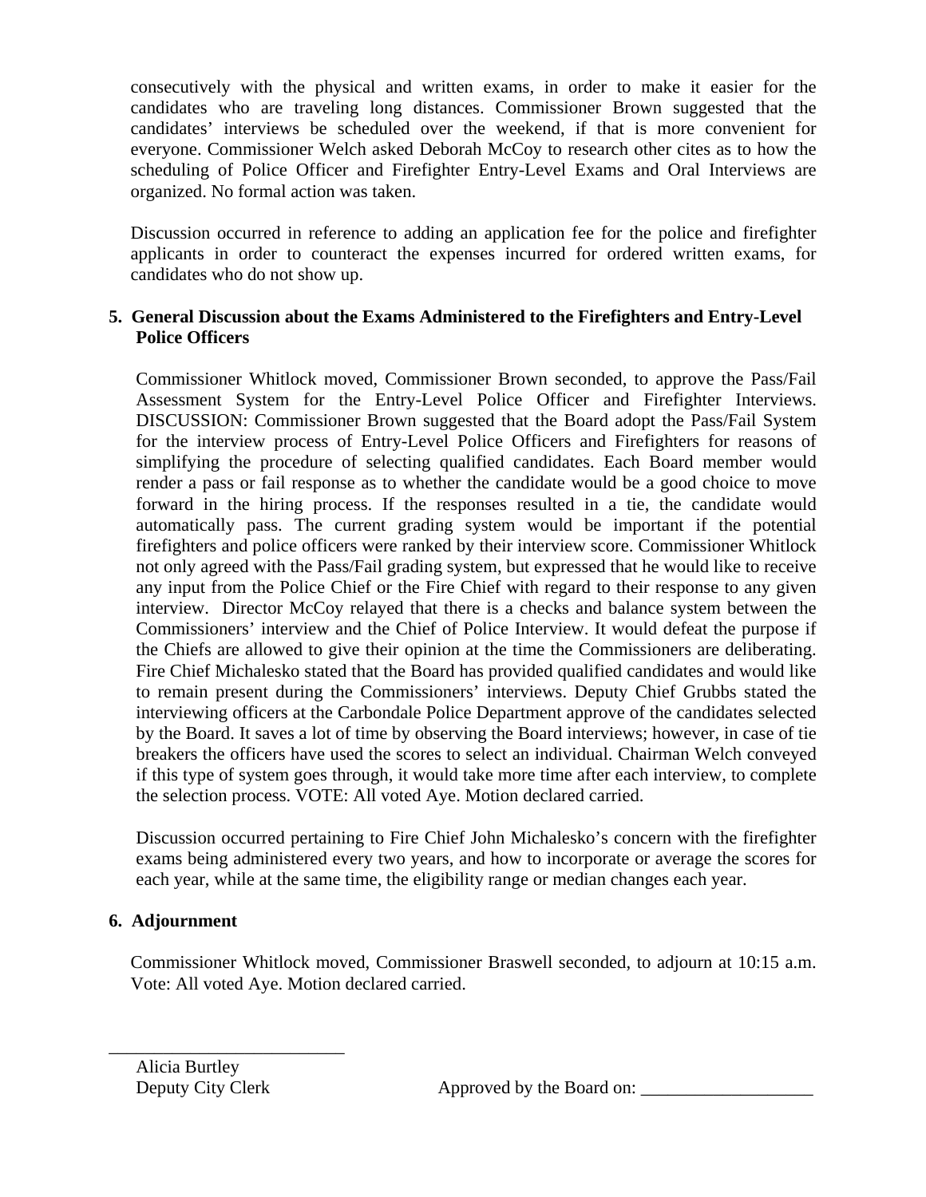consecutively with the physical and written exams, in order to make it easier for the candidates who are traveling long distances. Commissioner Brown suggested that the candidates' interviews be scheduled over the weekend, if that is more convenient for everyone. Commissioner Welch asked Deborah McCoy to research other cites as to how the scheduling of Police Officer and Firefighter Entry-Level Exams and Oral Interviews are organized. No formal action was taken.

Discussion occurred in reference to adding an application fee for the police and firefighter applicants in order to counteract the expenses incurred for ordered written exams, for candidates who do not show up.

**5. General Discussion about the Exams Administered to the Firefighters and Entry-Level Police Officers**

Commissioner Whitlock moved, Commissioner Brown seconded, to approve the Pass/Fail Assessment System for the Entry-Level Police Officer and Firefighter Interviews. DISCUSSION: Commissioner Brown suggested that the Board adopt the Pass/Fail System for the interview process of Entry-Level Police Officers and Firefighters for reasons of simplifying the procedure of selecting qualified candidates. Each Board member would render a pass or fail response as to whether the candidate would be a good choice to move forward in the hiring process. If the responses resulted in a tie, the candidate would automatically pass. The current grading system would be important if the potential firefighters and police officers were ranked by their interview score. Commissioner Whitlock not only agreed with the Pass/Fail grading system, but expressed that he would like to receive any input from the Police Chief or the Fire Chief with regard to their response to any given interview. Director McCoy relayed that there is a checks and balance system between the Commissioners' interview and the Chief of Police Interview. It would defeat the purpose if the Chiefs are allowed to give their opinion at the time the Commissioners are deliberating. Fire Chief Michalesko stated that the Board has provided qualified candidates and would like to remain present during the Commissioners' interviews. Deputy Chief Grubbs stated the interviewing officers at the Carbondale Police Department approve of the candidates selected by the Board. It saves a lot of time by observing the Board interviews; however, in case of tie breakers the officers have used the scores to select an individual. Chairman Welch conveyed if this type of system goes through, it would take more time after each interview, to complete the selection process. VOTE: All voted Aye. Motion declared carried.

Discussion occurred pertaining to Fire Chief John Michalesko's concern with the firefighter exams being administered every two years, and how to incorporate or average the scores for each year, while at the same time, the eligibility range or median changes each year.

**6. Adjournment**

Commissioner Whitlock moved, Commissioner Braswell seconded, to adjourn at 10:15 a.m. Vote: All voted Aye. Motion declared carried.

\_\_\_\_\_\_\_\_\_\_\_\_\_\_\_\_\_\_\_\_\_\_\_\_\_\_\_

Alicia Burtley
Deputy City Clerk

Approved by the Board on: \_\_\_\_\_\_\_\_\_\_\_\_\_\_\_\_\_\_\_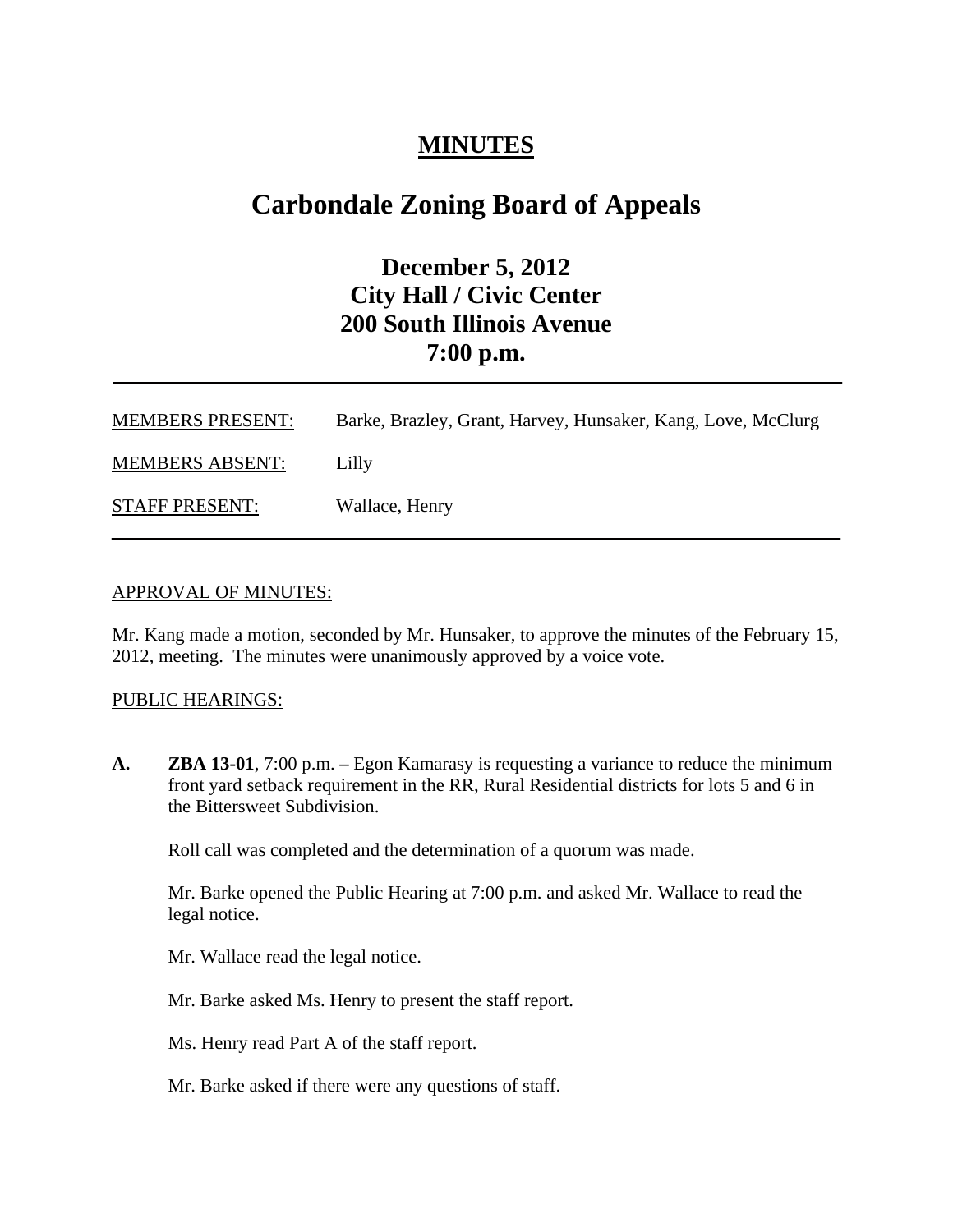# MINUTES

# Carbondale Zoning Board of Appeals

## December 5, 2012
## City Hall / Civic Center
## 200 South Illinois Avenue
## 7:00 p.m.

---

| | |
|---|---|
| MEMBERS PRESENT: | Barke, Brazley, Grant, Harvey, Hunsaker, Kang, Love, McClurg |
| MEMBERS ABSENT: | Lilly |
| STAFF PRESENT: | Wallace, Henry |

---

APPROVAL OF MINUTES:

Mr. Kang made a motion, seconded by Mr. Hunsaker, to approve the minutes of the February 15, 2012, meeting. The minutes were unanimously approved by a voice vote.

PUBLIC HEARINGS:

**A.** **ZBA 13-01**, 7:00 p.m. **–** Egon Kamarasy is requesting a variance to reduce the minimum front yard setback requirement in the RR, Rural Residential districts for lots 5 and 6 in the Bittersweet Subdivision.

Roll call was completed and the determination of a quorum was made.

Mr. Barke opened the Public Hearing at 7:00 p.m. and asked Mr. Wallace to read the legal notice.

Mr. Wallace read the legal notice.

Mr. Barke asked Ms. Henry to present the staff report.

Ms. Henry read Part A of the staff report.

Mr. Barke asked if there were any questions of staff.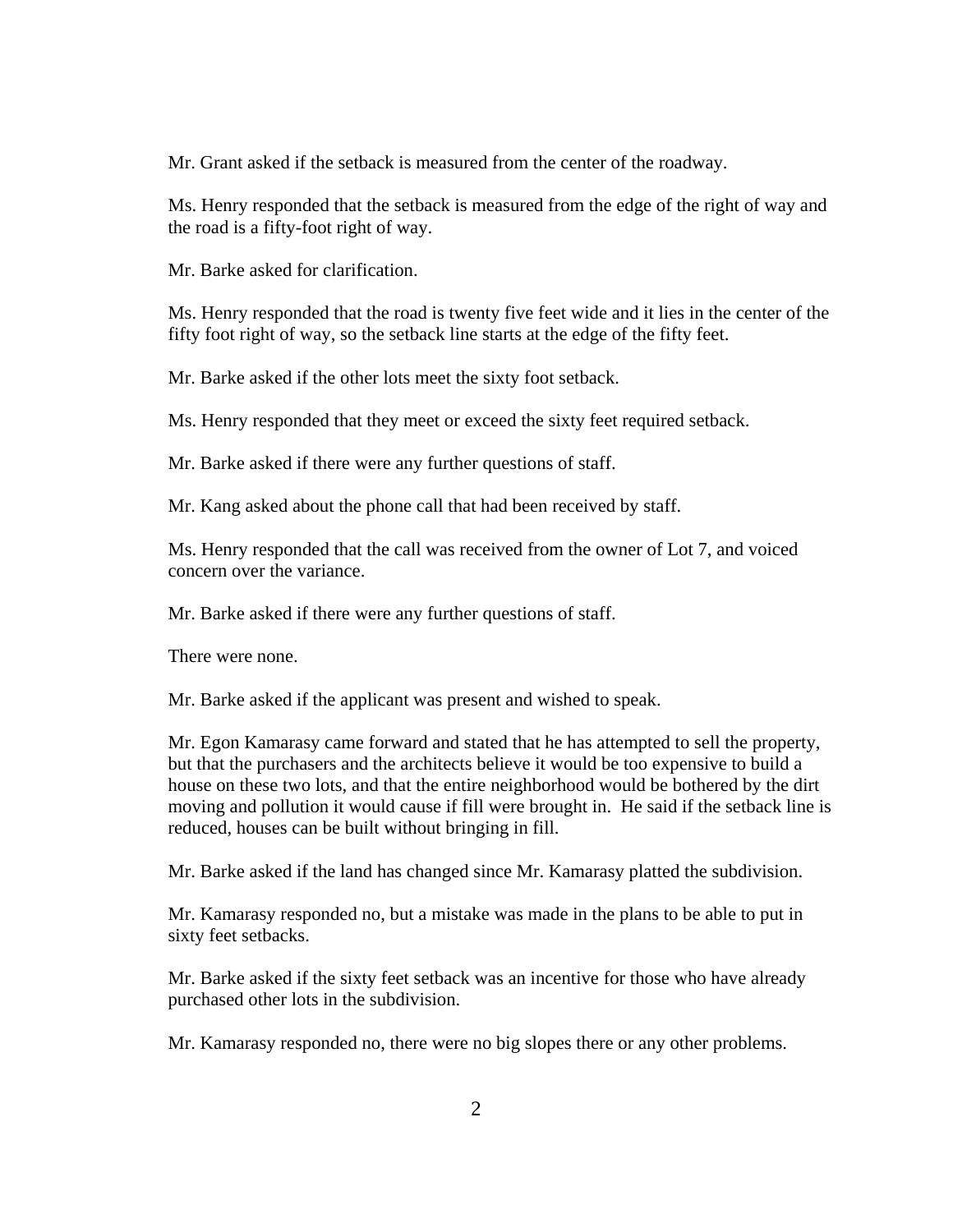Mr. Grant asked if the setback is measured from the center of the roadway.

Ms. Henry responded that the setback is measured from the edge of the right of way and the road is a fifty-foot right of way.

Mr. Barke asked for clarification.

Ms. Henry responded that the road is twenty five feet wide and it lies in the center of the fifty foot right of way, so the setback line starts at the edge of the fifty feet.

Mr. Barke asked if the other lots meet the sixty foot setback.

Ms. Henry responded that they meet or exceed the sixty feet required setback.

Mr. Barke asked if there were any further questions of staff.

Mr. Kang asked about the phone call that had been received by staff.

Ms. Henry responded that the call was received from the owner of Lot 7, and voiced concern over the variance.

Mr. Barke asked if there were any further questions of staff.

There were none.

Mr. Barke asked if the applicant was present and wished to speak.

Mr. Egon Kamarasy came forward and stated that he has attempted to sell the property, but that the purchasers and the architects believe it would be too expensive to build a house on these two lots, and that the entire neighborhood would be bothered by the dirt moving and pollution it would cause if fill were brought in. He said if the setback line is reduced, houses can be built without bringing in fill.

Mr. Barke asked if the land has changed since Mr. Kamarasy platted the subdivision.

Mr. Kamarasy responded no, but a mistake was made in the plans to be able to put in sixty feet setbacks.

Mr. Barke asked if the sixty feet setback was an incentive for those who have already purchased other lots in the subdivision.

Mr. Kamarasy responded no, there were no big slopes there or any other problems.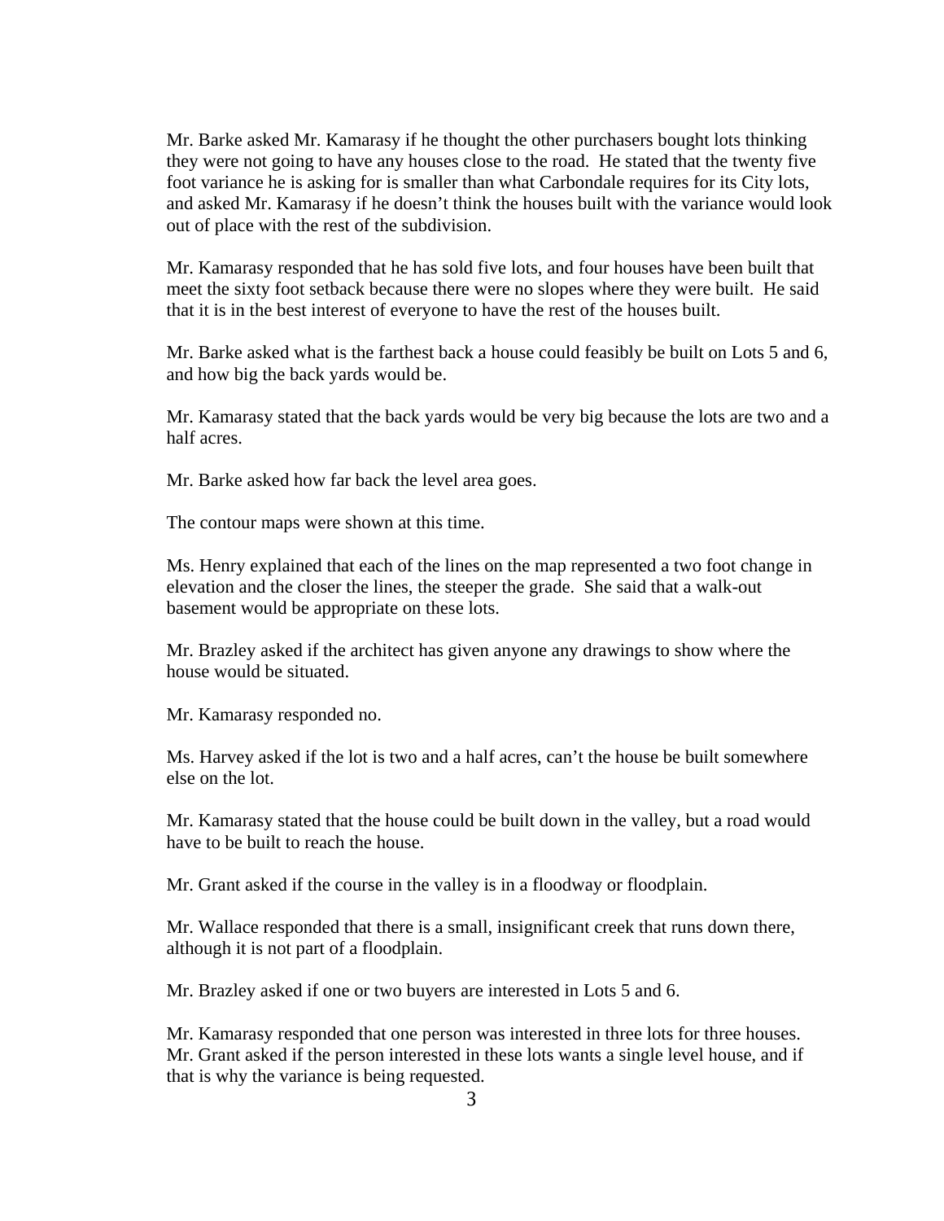Mr. Barke asked Mr. Kamarasy if he thought the other purchasers bought lots thinking they were not going to have any houses close to the road. He stated that the twenty five foot variance he is asking for is smaller than what Carbondale requires for its City lots, and asked Mr. Kamarasy if he doesn't think the houses built with the variance would look out of place with the rest of the subdivision.

Mr. Kamarasy responded that he has sold five lots, and four houses have been built that meet the sixty foot setback because there were no slopes where they were built. He said that it is in the best interest of everyone to have the rest of the houses built.

Mr. Barke asked what is the farthest back a house could feasibly be built on Lots 5 and 6, and how big the back yards would be.

Mr. Kamarasy stated that the back yards would be very big because the lots are two and a half acres.

Mr. Barke asked how far back the level area goes.

The contour maps were shown at this time.

Ms. Henry explained that each of the lines on the map represented a two foot change in elevation and the closer the lines, the steeper the grade. She said that a walk-out basement would be appropriate on these lots.

Mr. Brazley asked if the architect has given anyone any drawings to show where the house would be situated.

Mr. Kamarasy responded no.

Ms. Harvey asked if the lot is two and a half acres, can't the house be built somewhere else on the lot.

Mr. Kamarasy stated that the house could be built down in the valley, but a road would have to be built to reach the house.

Mr. Grant asked if the course in the valley is in a floodway or floodplain.

Mr. Wallace responded that there is a small, insignificant creek that runs down there, although it is not part of a floodplain.

Mr. Brazley asked if one or two buyers are interested in Lots 5 and 6.

Mr. Kamarasy responded that one person was interested in three lots for three houses. Mr. Grant asked if the person interested in these lots wants a single level house, and if that is why the variance is being requested.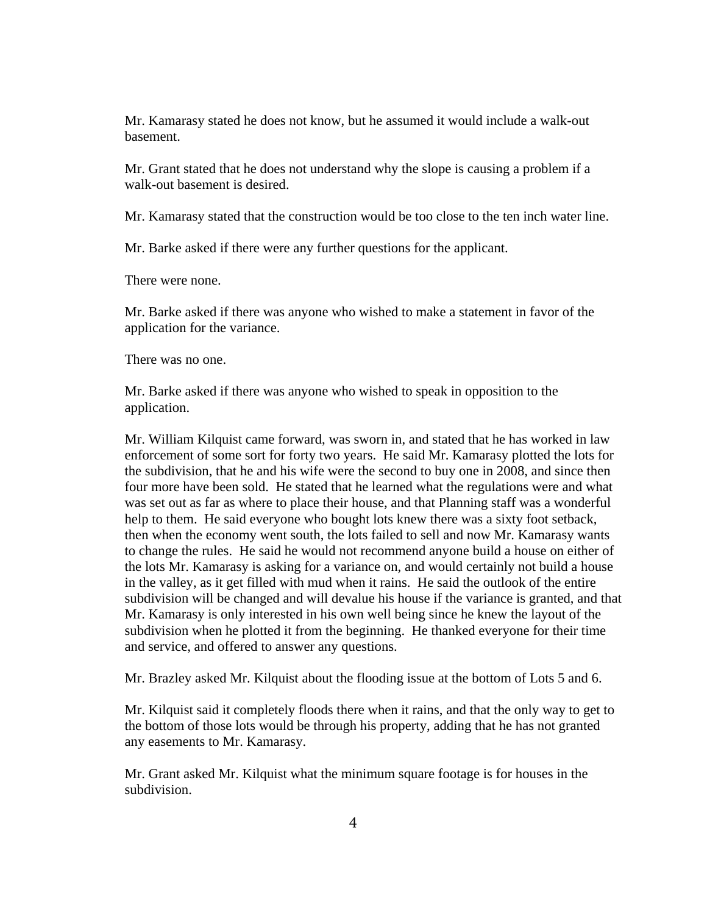Mr. Kamarasy stated he does not know, but he assumed it would include a walk-out basement.

Mr. Grant stated that he does not understand why the slope is causing a problem if a walk-out basement is desired.

Mr. Kamarasy stated that the construction would be too close to the ten inch water line.

Mr. Barke asked if there were any further questions for the applicant.

There were none.

Mr. Barke asked if there was anyone who wished to make a statement in favor of the application for the variance.

There was no one.

Mr. Barke asked if there was anyone who wished to speak in opposition to the application.

Mr. William Kilquist came forward, was sworn in, and stated that he has worked in law enforcement of some sort for forty two years. He said Mr. Kamarasy plotted the lots for the subdivision, that he and his wife were the second to buy one in 2008, and since then four more have been sold. He stated that he learned what the regulations were and what was set out as far as where to place their house, and that Planning staff was a wonderful help to them. He said everyone who bought lots knew there was a sixty foot setback, then when the economy went south, the lots failed to sell and now Mr. Kamarasy wants to change the rules. He said he would not recommend anyone build a house on either of the lots Mr. Kamarasy is asking for a variance on, and would certainly not build a house in the valley, as it get filled with mud when it rains. He said the outlook of the entire subdivision will be changed and will devalue his house if the variance is granted, and that Mr. Kamarasy is only interested in his own well being since he knew the layout of the subdivision when he plotted it from the beginning. He thanked everyone for their time and service, and offered to answer any questions.

Mr. Brazley asked Mr. Kilquist about the flooding issue at the bottom of Lots 5 and 6.

Mr. Kilquist said it completely floods there when it rains, and that the only way to get to the bottom of those lots would be through his property, adding that he has not granted any easements to Mr. Kamarasy.

Mr. Grant asked Mr. Kilquist what the minimum square footage is for houses in the subdivision.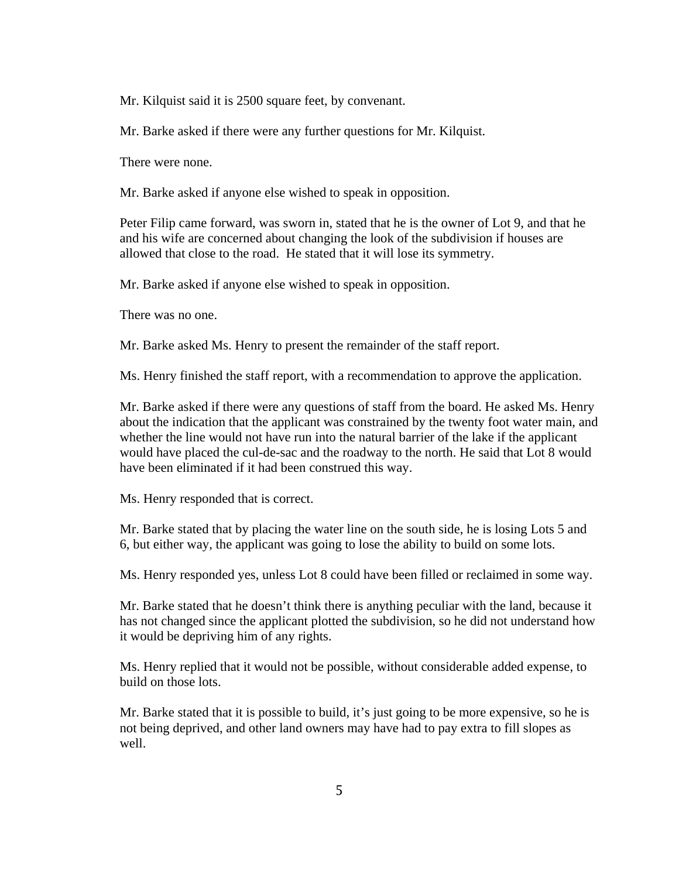Mr. Kilquist said it is 2500 square feet, by convenant.

Mr. Barke asked if there were any further questions for Mr. Kilquist.

There were none.

Mr. Barke asked if anyone else wished to speak in opposition.

Peter Filip came forward, was sworn in, stated that he is the owner of Lot 9, and that he and his wife are concerned about changing the look of the subdivision if houses are allowed that close to the road. He stated that it will lose its symmetry.

Mr. Barke asked if anyone else wished to speak in opposition.

There was no one.

Mr. Barke asked Ms. Henry to present the remainder of the staff report.

Ms. Henry finished the staff report, with a recommendation to approve the application.

Mr. Barke asked if there were any questions of staff from the board. He asked Ms. Henry about the indication that the applicant was constrained by the twenty foot water main, and whether the line would not have run into the natural barrier of the lake if the applicant would have placed the cul-de-sac and the roadway to the north. He said that Lot 8 would have been eliminated if it had been construed this way.

Ms. Henry responded that is correct.

Mr. Barke stated that by placing the water line on the south side, he is losing Lots 5 and 6, but either way, the applicant was going to lose the ability to build on some lots.

Ms. Henry responded yes, unless Lot 8 could have been filled or reclaimed in some way.

Mr. Barke stated that he doesn't think there is anything peculiar with the land, because it has not changed since the applicant plotted the subdivision, so he did not understand how it would be depriving him of any rights.

Ms. Henry replied that it would not be possible, without considerable added expense, to build on those lots.

Mr. Barke stated that it is possible to build, it's just going to be more expensive, so he is not being deprived, and other land owners may have had to pay extra to fill slopes as well.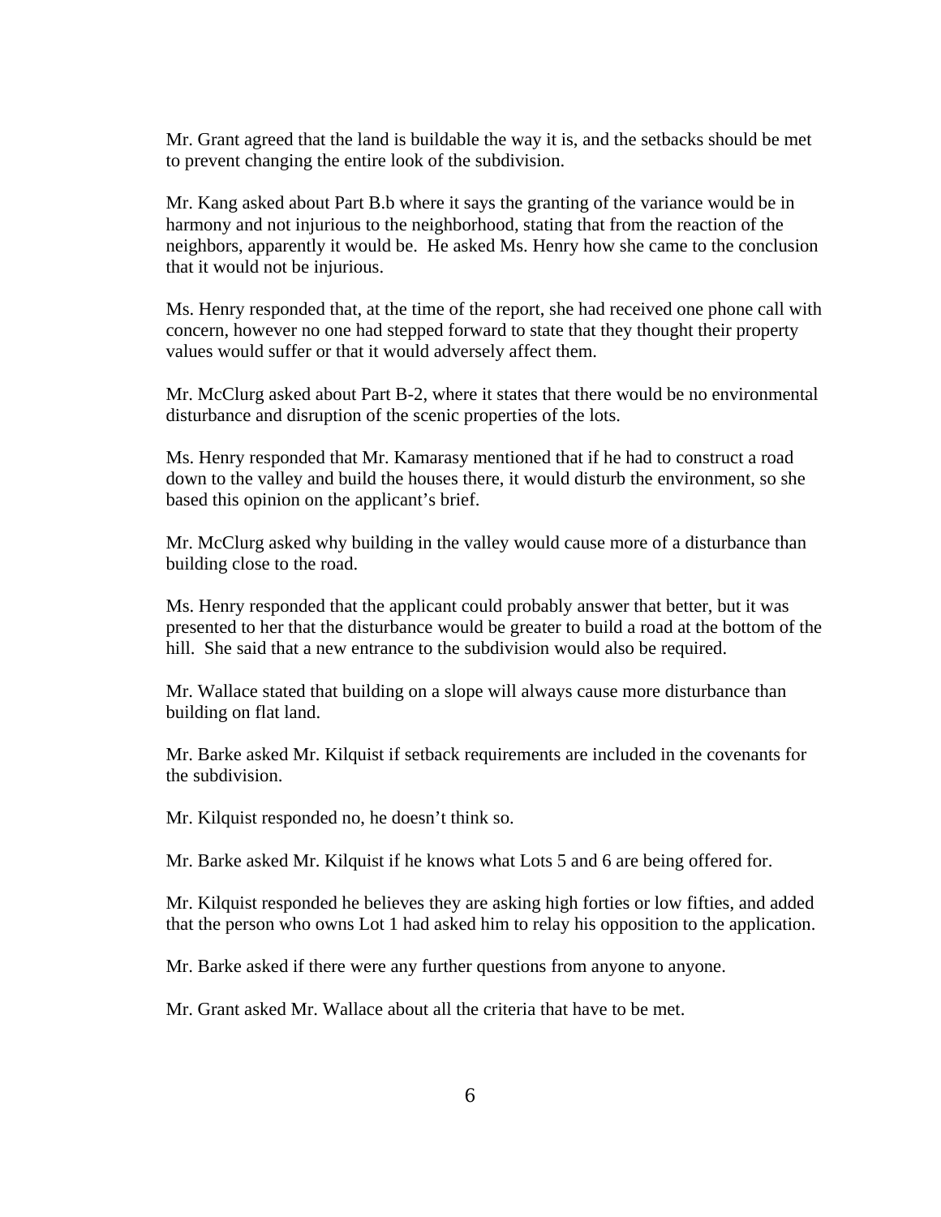Mr. Grant agreed that the land is buildable the way it is, and the setbacks should be met to prevent changing the entire look of the subdivision.

Mr. Kang asked about Part B.b where it says the granting of the variance would be in harmony and not injurious to the neighborhood, stating that from the reaction of the neighbors, apparently it would be. He asked Ms. Henry how she came to the conclusion that it would not be injurious.

Ms. Henry responded that, at the time of the report, she had received one phone call with concern, however no one had stepped forward to state that they thought their property values would suffer or that it would adversely affect them.

Mr. McClurg asked about Part B-2, where it states that there would be no environmental disturbance and disruption of the scenic properties of the lots.

Ms. Henry responded that Mr. Kamarasy mentioned that if he had to construct a road down to the valley and build the houses there, it would disturb the environment, so she based this opinion on the applicant's brief.

Mr. McClurg asked why building in the valley would cause more of a disturbance than building close to the road.

Ms. Henry responded that the applicant could probably answer that better, but it was presented to her that the disturbance would be greater to build a road at the bottom of the hill. She said that a new entrance to the subdivision would also be required.

Mr. Wallace stated that building on a slope will always cause more disturbance than building on flat land.

Mr. Barke asked Mr. Kilquist if setback requirements are included in the covenants for the subdivision.

Mr. Kilquist responded no, he doesn't think so.

Mr. Barke asked Mr. Kilquist if he knows what Lots 5 and 6 are being offered for.

Mr. Kilquist responded he believes they are asking high forties or low fifties, and added that the person who owns Lot 1 had asked him to relay his opposition to the application.

Mr. Barke asked if there were any further questions from anyone to anyone.

Mr. Grant asked Mr. Wallace about all the criteria that have to be met.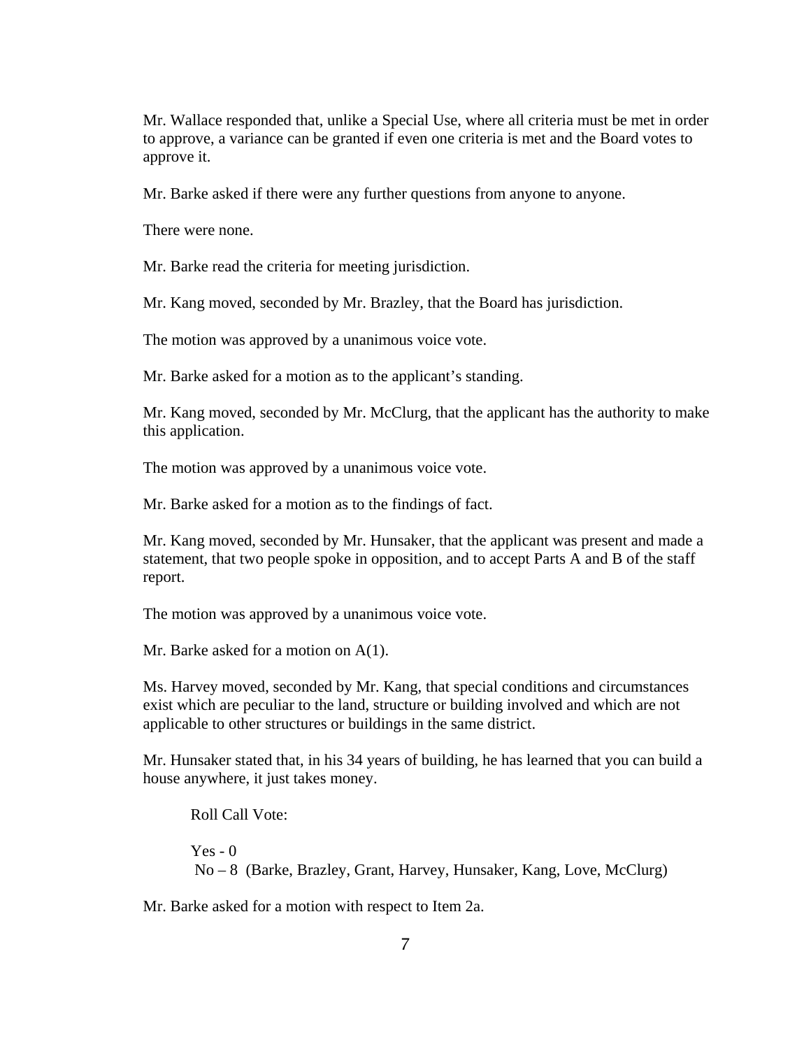Mr. Wallace responded that, unlike a Special Use, where all criteria must be met in order to approve, a variance can be granted if even one criteria is met and the Board votes to approve it.

Mr. Barke asked if there were any further questions from anyone to anyone.

There were none.

Mr. Barke read the criteria for meeting jurisdiction.

Mr. Kang moved, seconded by Mr. Brazley, that the Board has jurisdiction.

The motion was approved by a unanimous voice vote.

Mr. Barke asked for a motion as to the applicant's standing.

Mr. Kang moved, seconded by Mr. McClurg, that the applicant has the authority to make this application.

The motion was approved by a unanimous voice vote.

Mr. Barke asked for a motion as to the findings of fact.

Mr. Kang moved, seconded by Mr. Hunsaker, that the applicant was present and made a statement, that two people spoke in opposition, and to accept Parts A and B of the staff report.

The motion was approved by a unanimous voice vote.

Mr. Barke asked for a motion on A(1).

Ms. Harvey moved, seconded by Mr. Kang, that special conditions and circumstances exist which are peculiar to the land, structure or building involved and which are not applicable to other structures or buildings in the same district.

Mr. Hunsaker stated that, in his 34 years of building, he has learned that you can build a house anywhere, it just takes money.

Roll Call Vote:

Yes - 0
No – 8 (Barke, Brazley, Grant, Harvey, Hunsaker, Kang, Love, McClurg)

Mr. Barke asked for a motion with respect to Item 2a.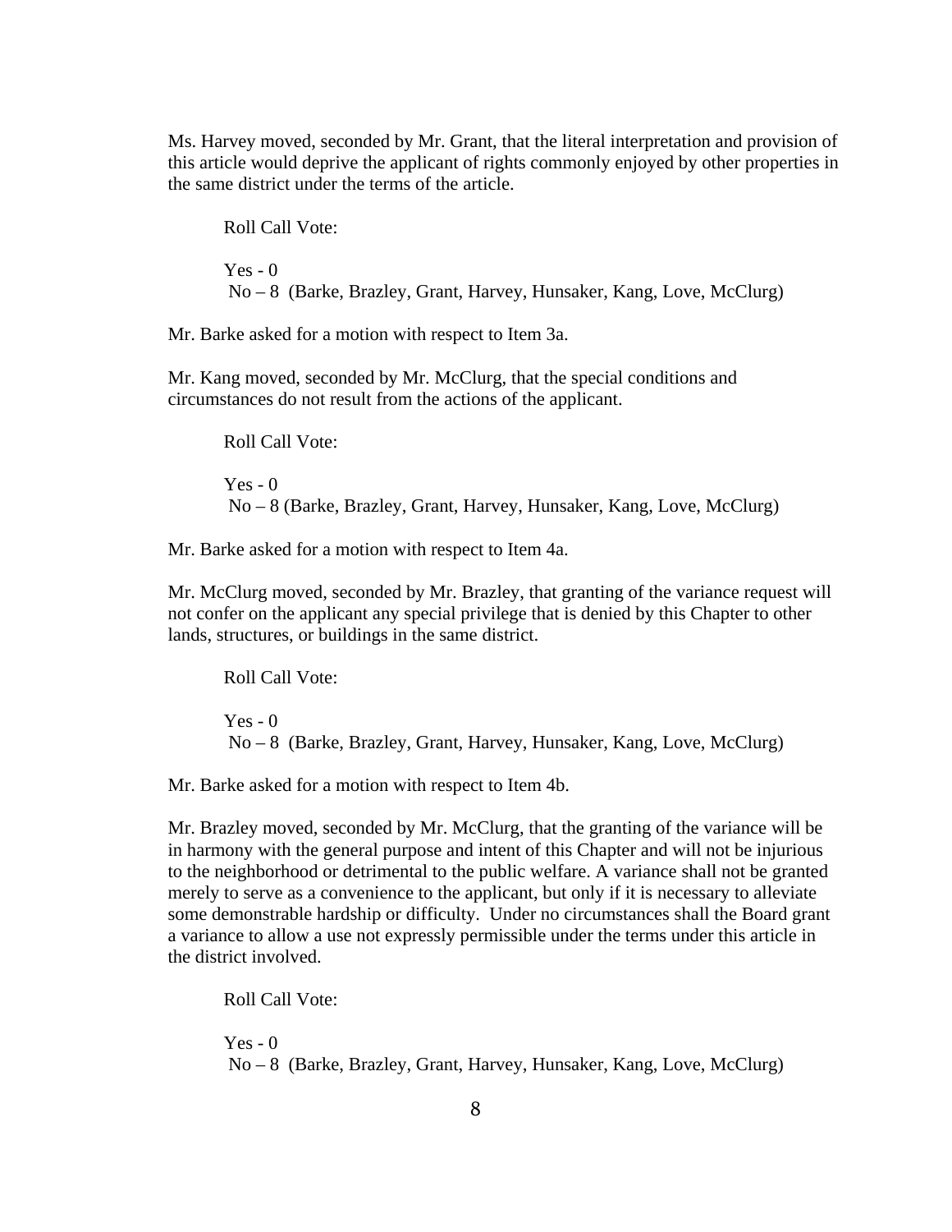Ms. Harvey moved, seconded by Mr. Grant, that the literal interpretation and provision of this article would deprive the applicant of rights commonly enjoyed by other properties in the same district under the terms of the article.

Roll Call Vote:

Yes - 0
No – 8 (Barke, Brazley, Grant, Harvey, Hunsaker, Kang, Love, McClurg)

Mr. Barke asked for a motion with respect to Item 3a.

Mr. Kang moved, seconded by Mr. McClurg, that the special conditions and circumstances do not result from the actions of the applicant.

Roll Call Vote:

Yes - 0
No – 8 (Barke, Brazley, Grant, Harvey, Hunsaker, Kang, Love, McClurg)

Mr. Barke asked for a motion with respect to Item 4a.

Mr. McClurg moved, seconded by Mr. Brazley, that granting of the variance request will not confer on the applicant any special privilege that is denied by this Chapter to other lands, structures, or buildings in the same district.

Roll Call Vote:

Yes - 0
No – 8 (Barke, Brazley, Grant, Harvey, Hunsaker, Kang, Love, McClurg)

Mr. Barke asked for a motion with respect to Item 4b.

Mr. Brazley moved, seconded by Mr. McClurg, that the granting of the variance will be in harmony with the general purpose and intent of this Chapter and will not be injurious to the neighborhood or detrimental to the public welfare. A variance shall not be granted merely to serve as a convenience to the applicant, but only if it is necessary to alleviate some demonstrable hardship or difficulty. Under no circumstances shall the Board grant a variance to allow a use not expressly permissible under the terms under this article in the district involved.

Roll Call Vote:

Yes - 0
No – 8 (Barke, Brazley, Grant, Harvey, Hunsaker, Kang, Love, McClurg)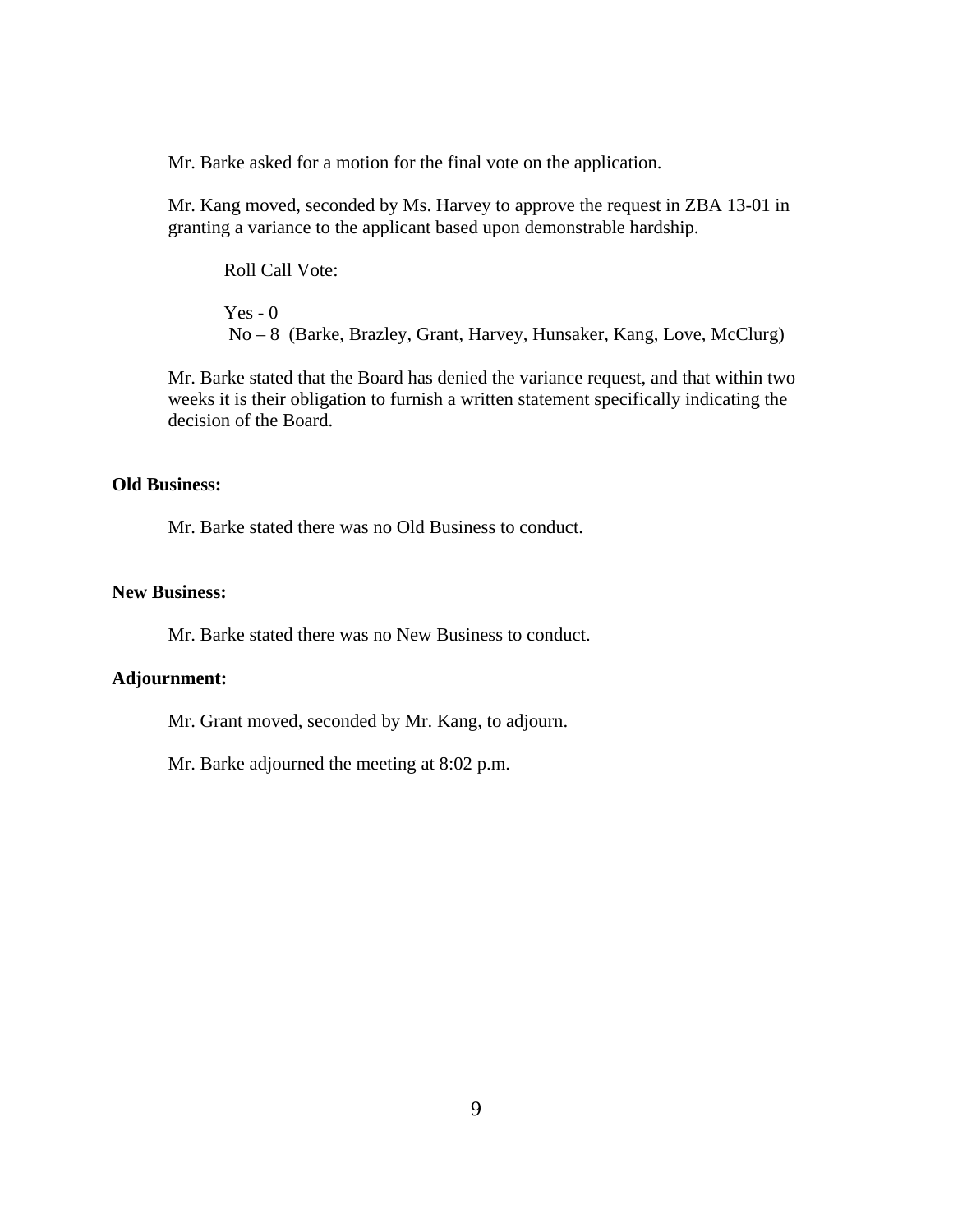Mr. Barke asked for a motion for the final vote on the application.

Mr. Kang moved, seconded by Ms. Harvey to approve the request in ZBA 13-01 in granting a variance to the applicant based upon demonstrable hardship.

Roll Call Vote:

Yes - 0  
No – 8 (Barke, Brazley, Grant, Harvey, Hunsaker, Kang, Love, McClurg)

Mr. Barke stated that the Board has denied the variance request, and that within two weeks it is their obligation to furnish a written statement specifically indicating the decision of the Board.

**Old Business:**

Mr. Barke stated there was no Old Business to conduct.

**New Business:**

Mr. Barke stated there was no New Business to conduct.

**Adjournment:**

Mr. Grant moved, seconded by Mr. Kang, to adjourn.

Mr. Barke adjourned the meeting at 8:02 p.m.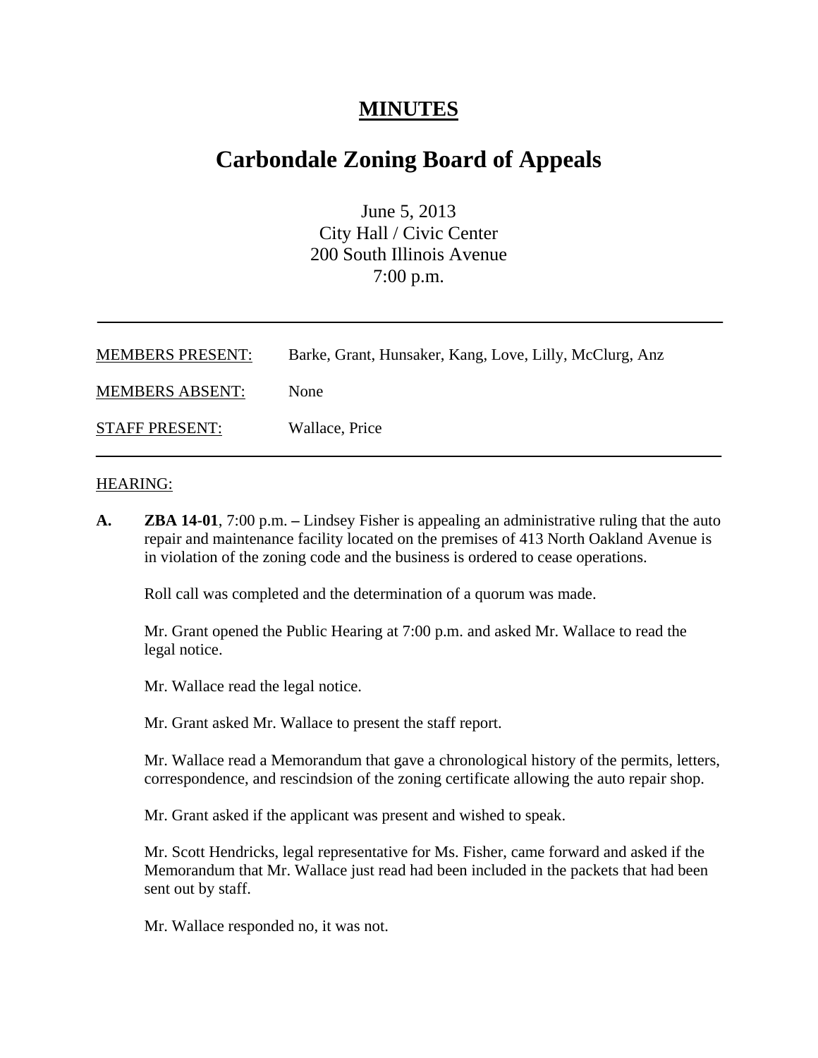# MINUTES

# Carbondale Zoning Board of Appeals

June 5, 2013
City Hall / Civic Center
200 South Illinois Avenue
7:00 p.m.

---

| | |
|---|---|
| MEMBERS PRESENT: | Barke, Grant, Hunsaker, Kang, Love, Lilly, McClurg, Anz |
| MEMBERS ABSENT: | None |
| STAFF PRESENT: | Wallace, Price |

---

HEARING:

**A.** **ZBA 14-01**, 7:00 p.m. **–** Lindsey Fisher is appealing an administrative ruling that the auto repair and maintenance facility located on the premises of 413 North Oakland Avenue is in violation of the zoning code and the business is ordered to cease operations.

Roll call was completed and the determination of a quorum was made.

Mr. Grant opened the Public Hearing at 7:00 p.m. and asked Mr. Wallace to read the legal notice.

Mr. Wallace read the legal notice.

Mr. Grant asked Mr. Wallace to present the staff report.

Mr. Wallace read a Memorandum that gave a chronological history of the permits, letters, correspondence, and rescindsion of the zoning certificate allowing the auto repair shop.

Mr. Grant asked if the applicant was present and wished to speak.

Mr. Scott Hendricks, legal representative for Ms. Fisher, came forward and asked if the Memorandum that Mr. Wallace just read had been included in the packets that had been sent out by staff.

Mr. Wallace responded no, it was not.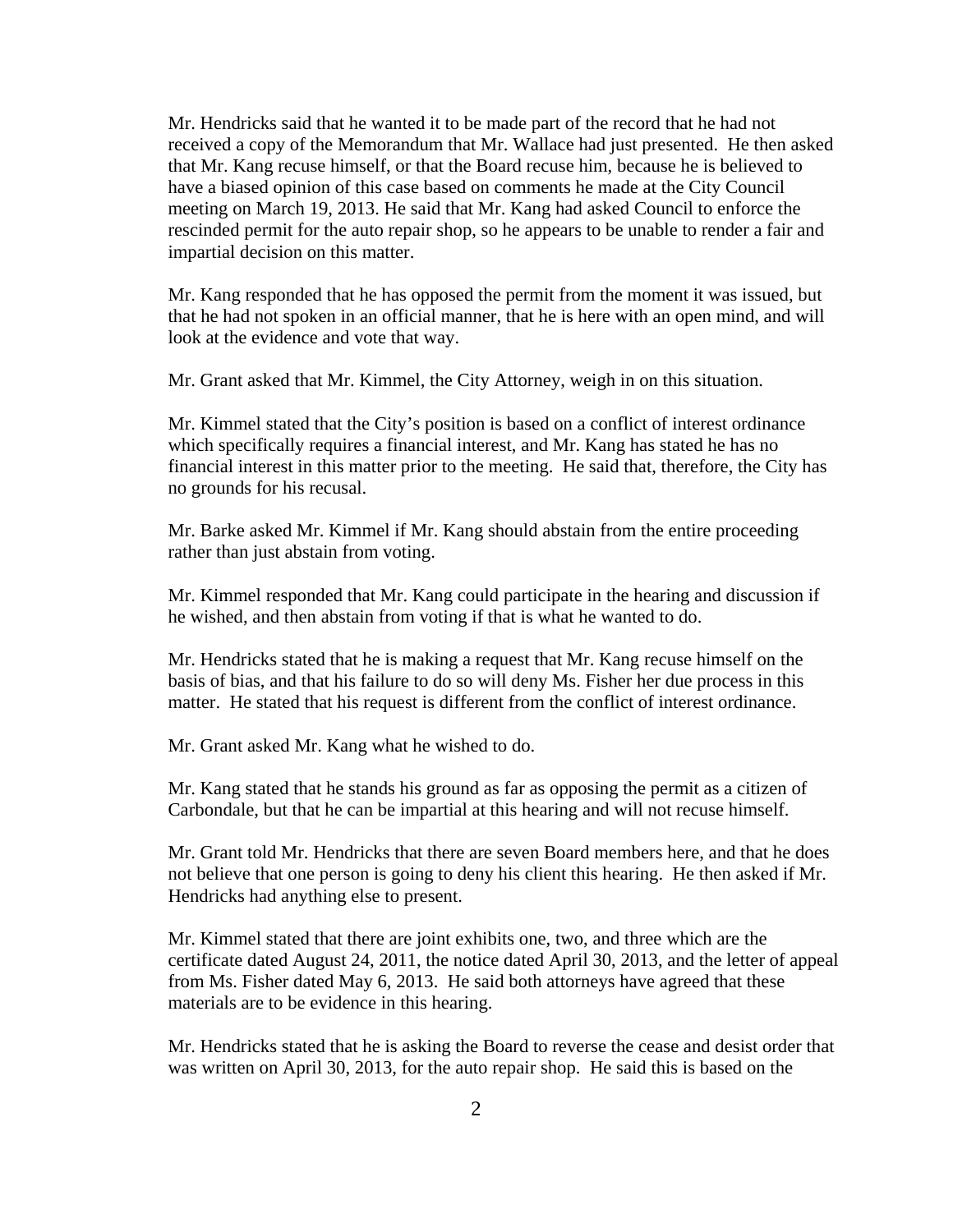Mr. Hendricks said that he wanted it to be made part of the record that he had not received a copy of the Memorandum that Mr. Wallace had just presented. He then asked that Mr. Kang recuse himself, or that the Board recuse him, because he is believed to have a biased opinion of this case based on comments he made at the City Council meeting on March 19, 2013. He said that Mr. Kang had asked Council to enforce the rescinded permit for the auto repair shop, so he appears to be unable to render a fair and impartial decision on this matter.

Mr. Kang responded that he has opposed the permit from the moment it was issued, but that he had not spoken in an official manner, that he is here with an open mind, and will look at the evidence and vote that way.

Mr. Grant asked that Mr. Kimmel, the City Attorney, weigh in on this situation.

Mr. Kimmel stated that the City's position is based on a conflict of interest ordinance which specifically requires a financial interest, and Mr. Kang has stated he has no financial interest in this matter prior to the meeting. He said that, therefore, the City has no grounds for his recusal.

Mr. Barke asked Mr. Kimmel if Mr. Kang should abstain from the entire proceeding rather than just abstain from voting.

Mr. Kimmel responded that Mr. Kang could participate in the hearing and discussion if he wished, and then abstain from voting if that is what he wanted to do.

Mr. Hendricks stated that he is making a request that Mr. Kang recuse himself on the basis of bias, and that his failure to do so will deny Ms. Fisher her due process in this matter. He stated that his request is different from the conflict of interest ordinance.

Mr. Grant asked Mr. Kang what he wished to do.

Mr. Kang stated that he stands his ground as far as opposing the permit as a citizen of Carbondale, but that he can be impartial at this hearing and will not recuse himself.

Mr. Grant told Mr. Hendricks that there are seven Board members here, and that he does not believe that one person is going to deny his client this hearing. He then asked if Mr. Hendricks had anything else to present.

Mr. Kimmel stated that there are joint exhibits one, two, and three which are the certificate dated August 24, 2011, the notice dated April 30, 2013, and the letter of appeal from Ms. Fisher dated May 6, 2013. He said both attorneys have agreed that these materials are to be evidence in this hearing.

Mr. Hendricks stated that he is asking the Board to reverse the cease and desist order that was written on April 30, 2013, for the auto repair shop. He said this is based on the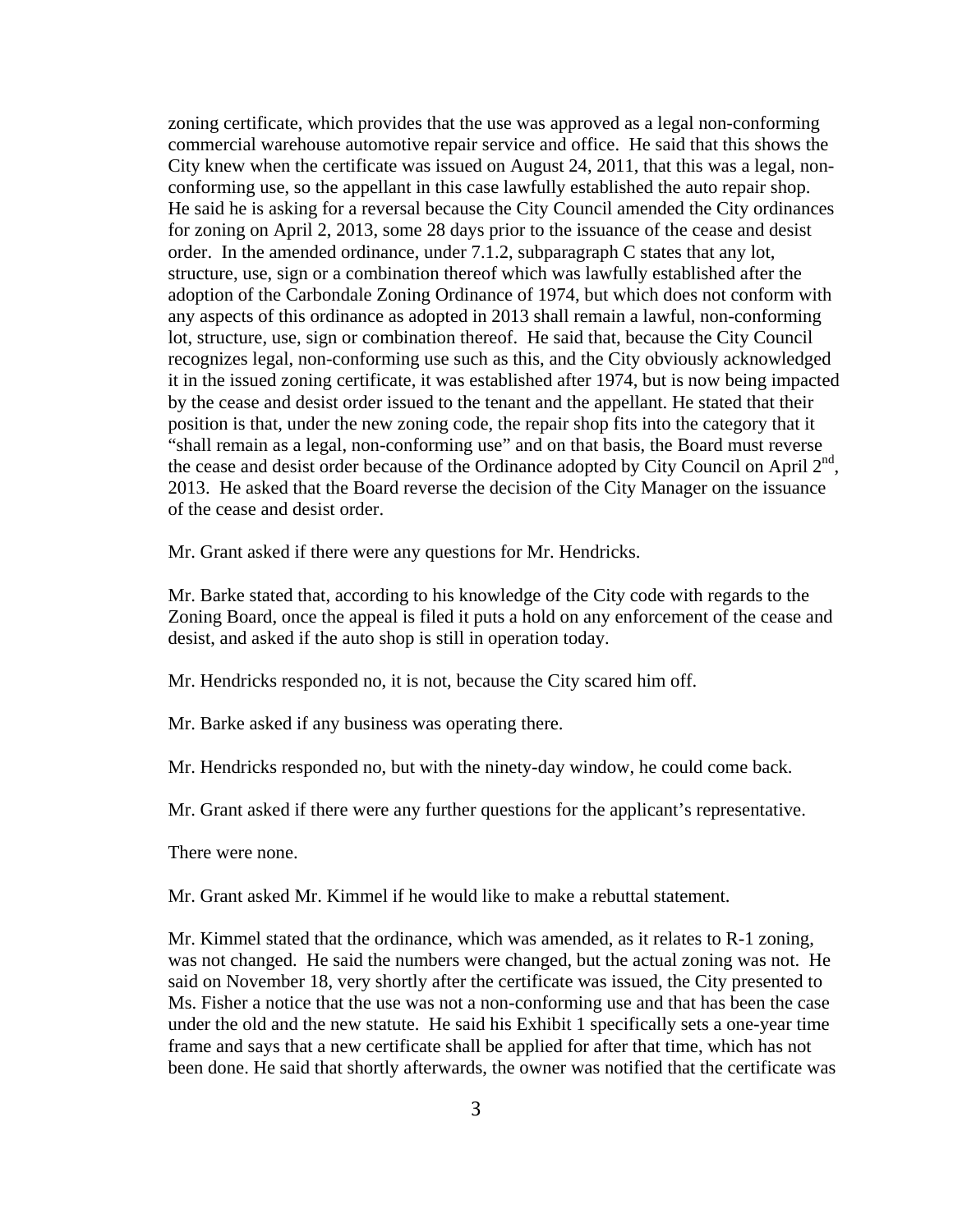zoning certificate, which provides that the use was approved as a legal non-conforming commercial warehouse automotive repair service and office. He said that this shows the City knew when the certificate was issued on August 24, 2011, that this was a legal, non-conforming use, so the appellant in this case lawfully established the auto repair shop. He said he is asking for a reversal because the City Council amended the City ordinances for zoning on April 2, 2013, some 28 days prior to the issuance of the cease and desist order. In the amended ordinance, under 7.1.2, subparagraph C states that any lot, structure, use, sign or a combination thereof which was lawfully established after the adoption of the Carbondale Zoning Ordinance of 1974, but which does not conform with any aspects of this ordinance as adopted in 2013 shall remain a lawful, non-conforming lot, structure, use, sign or combination thereof. He said that, because the City Council recognizes legal, non-conforming use such as this, and the City obviously acknowledged it in the issued zoning certificate, it was established after 1974, but is now being impacted by the cease and desist order issued to the tenant and the appellant. He stated that their position is that, under the new zoning code, the repair shop fits into the category that it "shall remain as a legal, non-conforming use" and on that basis, the Board must reverse the cease and desist order because of the Ordinance adopted by City Council on April 2nd, 2013. He asked that the Board reverse the decision of the City Manager on the issuance of the cease and desist order.

Mr. Grant asked if there were any questions for Mr. Hendricks.

Mr. Barke stated that, according to his knowledge of the City code with regards to the Zoning Board, once the appeal is filed it puts a hold on any enforcement of the cease and desist, and asked if the auto shop is still in operation today.

Mr. Hendricks responded no, it is not, because the City scared him off.

Mr. Barke asked if any business was operating there.

Mr. Hendricks responded no, but with the ninety-day window, he could come back.

Mr. Grant asked if there were any further questions for the applicant's representative.

There were none.

Mr. Grant asked Mr. Kimmel if he would like to make a rebuttal statement.

Mr. Kimmel stated that the ordinance, which was amended, as it relates to R-1 zoning, was not changed. He said the numbers were changed, but the actual zoning was not. He said on November 18, very shortly after the certificate was issued, the City presented to Ms. Fisher a notice that the use was not a non-conforming use and that has been the case under the old and the new statute. He said his Exhibit 1 specifically sets a one-year time frame and says that a new certificate shall be applied for after that time, which has not been done. He said that shortly afterwards, the owner was notified that the certificate was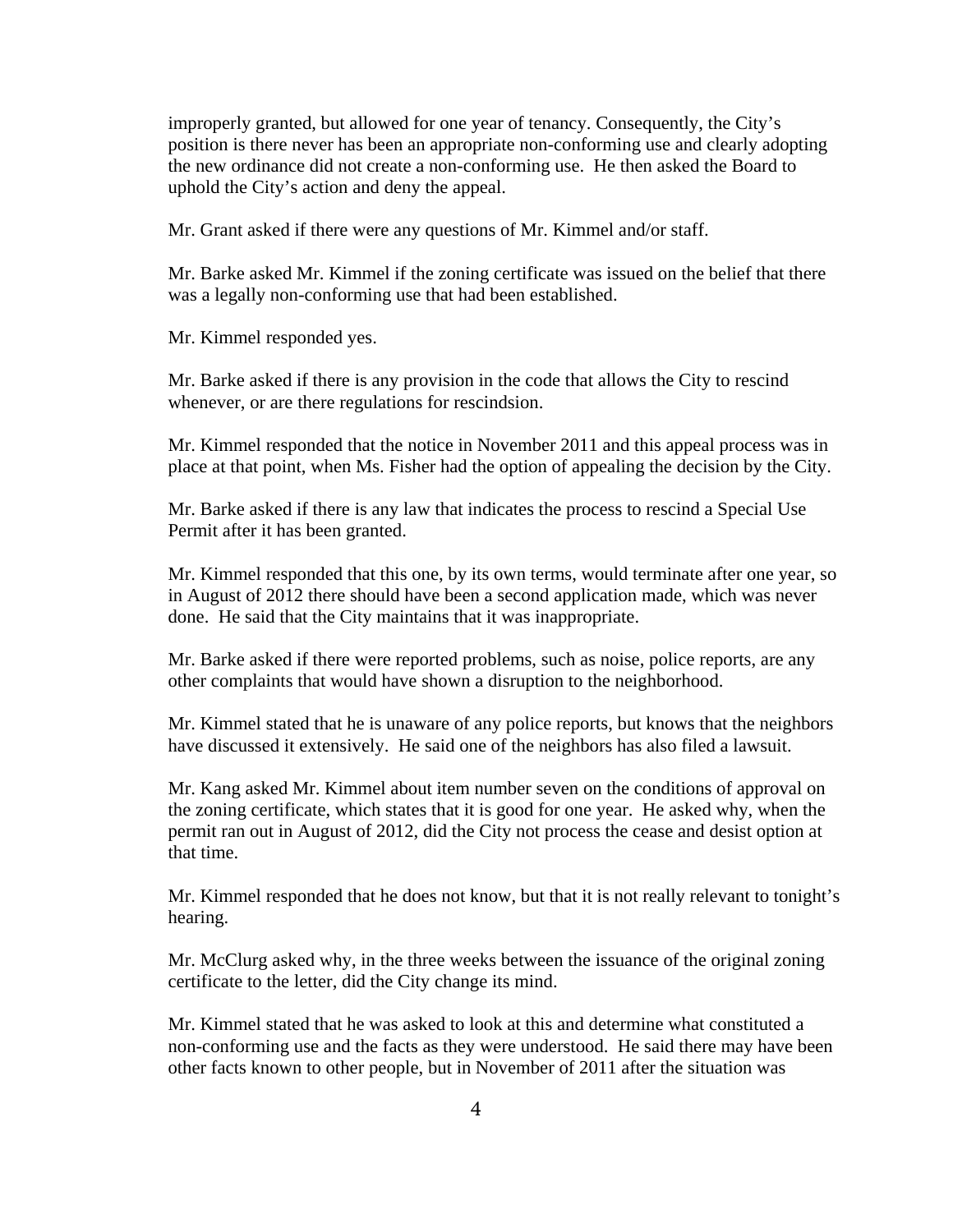improperly granted, but allowed for one year of tenancy. Consequently, the City's position is there never has been an appropriate non-conforming use and clearly adopting the new ordinance did not create a non-conforming use. He then asked the Board to uphold the City's action and deny the appeal.

Mr. Grant asked if there were any questions of Mr. Kimmel and/or staff.

Mr. Barke asked Mr. Kimmel if the zoning certificate was issued on the belief that there was a legally non-conforming use that had been established.

Mr. Kimmel responded yes.

Mr. Barke asked if there is any provision in the code that allows the City to rescind whenever, or are there regulations for rescindsion.

Mr. Kimmel responded that the notice in November 2011 and this appeal process was in place at that point, when Ms. Fisher had the option of appealing the decision by the City.

Mr. Barke asked if there is any law that indicates the process to rescind a Special Use Permit after it has been granted.

Mr. Kimmel responded that this one, by its own terms, would terminate after one year, so in August of 2012 there should have been a second application made, which was never done. He said that the City maintains that it was inappropriate.

Mr. Barke asked if there were reported problems, such as noise, police reports, are any other complaints that would have shown a disruption to the neighborhood.

Mr. Kimmel stated that he is unaware of any police reports, but knows that the neighbors have discussed it extensively. He said one of the neighbors has also filed a lawsuit.

Mr. Kang asked Mr. Kimmel about item number seven on the conditions of approval on the zoning certificate, which states that it is good for one year. He asked why, when the permit ran out in August of 2012, did the City not process the cease and desist option at that time.

Mr. Kimmel responded that he does not know, but that it is not really relevant to tonight's hearing.

Mr. McClurg asked why, in the three weeks between the issuance of the original zoning certificate to the letter, did the City change its mind.

Mr. Kimmel stated that he was asked to look at this and determine what constituted a non-conforming use and the facts as they were understood. He said there may have been other facts known to other people, but in November of 2011 after the situation was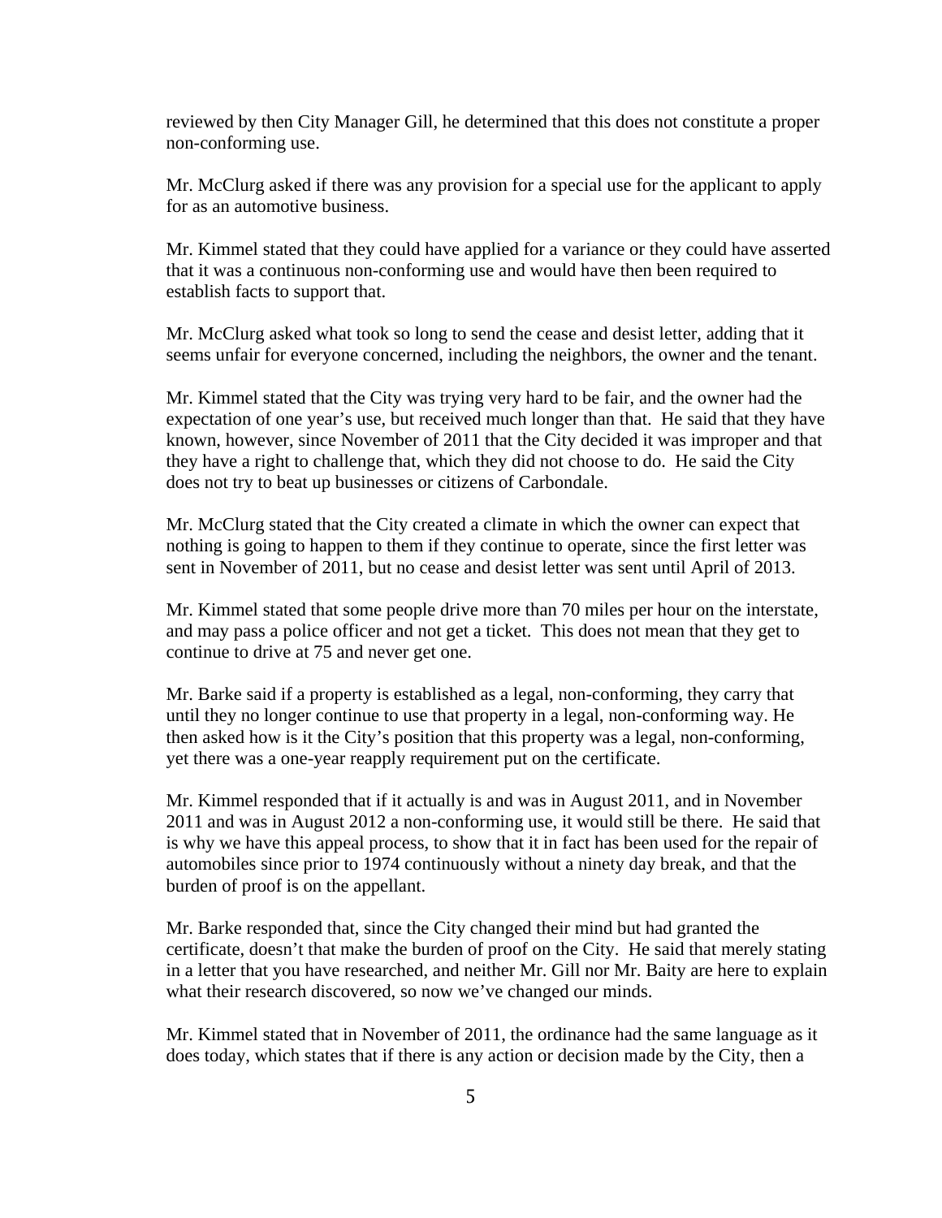reviewed by then City Manager Gill, he determined that this does not constitute a proper non-conforming use.

Mr. McClurg asked if there was any provision for a special use for the applicant to apply for as an automotive business.

Mr. Kimmel stated that they could have applied for a variance or they could have asserted that it was a continuous non-conforming use and would have then been required to establish facts to support that.

Mr. McClurg asked what took so long to send the cease and desist letter, adding that it seems unfair for everyone concerned, including the neighbors, the owner and the tenant.

Mr. Kimmel stated that the City was trying very hard to be fair, and the owner had the expectation of one year's use, but received much longer than that. He said that they have known, however, since November of 2011 that the City decided it was improper and that they have a right to challenge that, which they did not choose to do. He said the City does not try to beat up businesses or citizens of Carbondale.

Mr. McClurg stated that the City created a climate in which the owner can expect that nothing is going to happen to them if they continue to operate, since the first letter was sent in November of 2011, but no cease and desist letter was sent until April of 2013.

Mr. Kimmel stated that some people drive more than 70 miles per hour on the interstate, and may pass a police officer and not get a ticket. This does not mean that they get to continue to drive at 75 and never get one.

Mr. Barke said if a property is established as a legal, non-conforming, they carry that until they no longer continue to use that property in a legal, non-conforming way. He then asked how is it the City's position that this property was a legal, non-conforming, yet there was a one-year reapply requirement put on the certificate.

Mr. Kimmel responded that if it actually is and was in August 2011, and in November 2011 and was in August 2012 a non-conforming use, it would still be there. He said that is why we have this appeal process, to show that it in fact has been used for the repair of automobiles since prior to 1974 continuously without a ninety day break, and that the burden of proof is on the appellant.

Mr. Barke responded that, since the City changed their mind but had granted the certificate, doesn't that make the burden of proof on the City. He said that merely stating in a letter that you have researched, and neither Mr. Gill nor Mr. Baity are here to explain what their research discovered, so now we've changed our minds.

Mr. Kimmel stated that in November of 2011, the ordinance had the same language as it does today, which states that if there is any action or decision made by the City, then a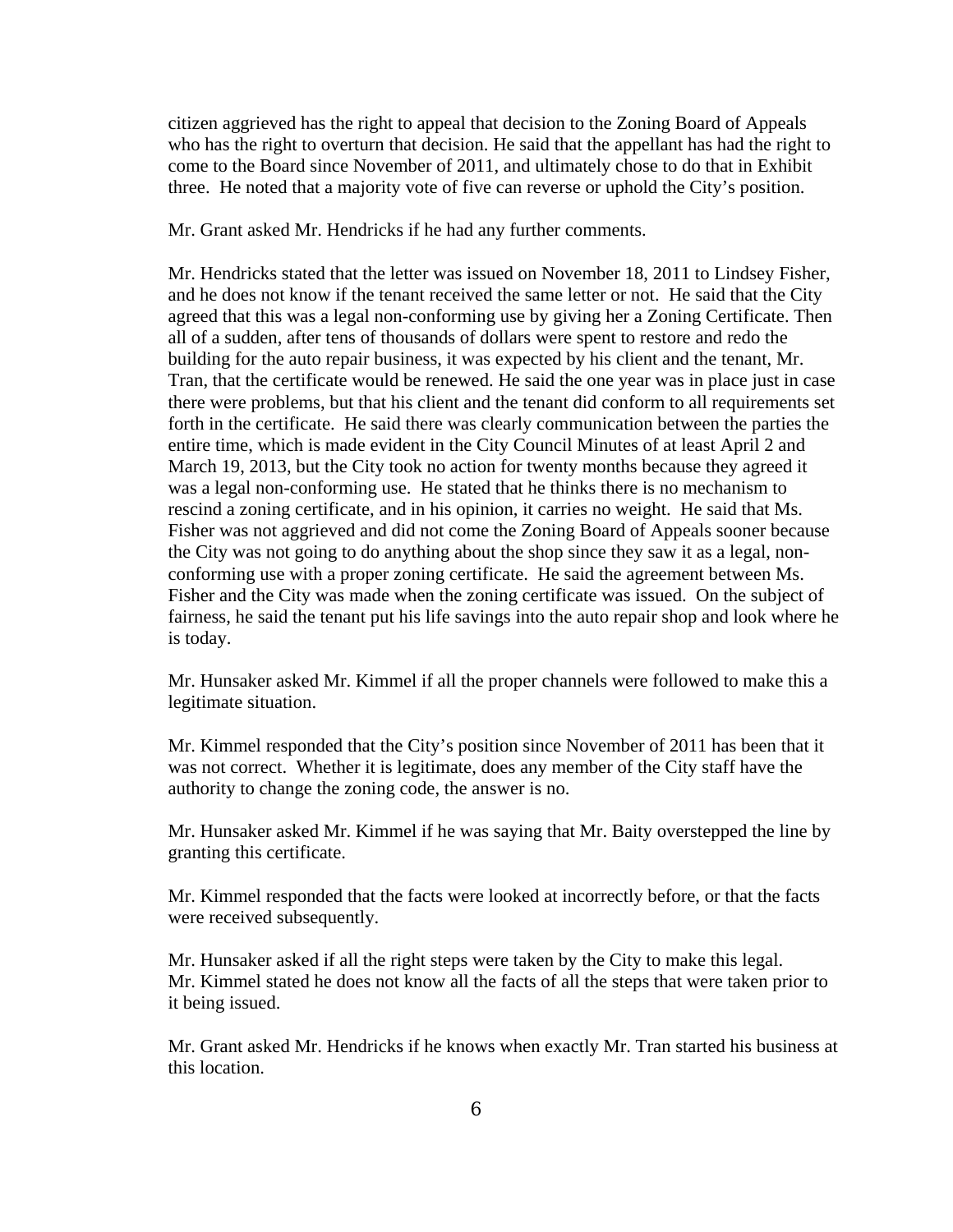citizen aggrieved has the right to appeal that decision to the Zoning Board of Appeals who has the right to overturn that decision. He said that the appellant has had the right to come to the Board since November of 2011, and ultimately chose to do that in Exhibit three. He noted that a majority vote of five can reverse or uphold the City's position.

Mr. Grant asked Mr. Hendricks if he had any further comments.

Mr. Hendricks stated that the letter was issued on November 18, 2011 to Lindsey Fisher, and he does not know if the tenant received the same letter or not. He said that the City agreed that this was a legal non-conforming use by giving her a Zoning Certificate. Then all of a sudden, after tens of thousands of dollars were spent to restore and redo the building for the auto repair business, it was expected by his client and the tenant, Mr. Tran, that the certificate would be renewed. He said the one year was in place just in case there were problems, but that his client and the tenant did conform to all requirements set forth in the certificate. He said there was clearly communication between the parties the entire time, which is made evident in the City Council Minutes of at least April 2 and March 19, 2013, but the City took no action for twenty months because they agreed it was a legal non-conforming use. He stated that he thinks there is no mechanism to rescind a zoning certificate, and in his opinion, it carries no weight. He said that Ms. Fisher was not aggrieved and did not come the Zoning Board of Appeals sooner because the City was not going to do anything about the shop since they saw it as a legal, non-conforming use with a proper zoning certificate. He said the agreement between Ms. Fisher and the City was made when the zoning certificate was issued. On the subject of fairness, he said the tenant put his life savings into the auto repair shop and look where he is today.

Mr. Hunsaker asked Mr. Kimmel if all the proper channels were followed to make this a legitimate situation.

Mr. Kimmel responded that the City's position since November of 2011 has been that it was not correct. Whether it is legitimate, does any member of the City staff have the authority to change the zoning code, the answer is no.

Mr. Hunsaker asked Mr. Kimmel if he was saying that Mr. Baity overstepped the line by granting this certificate.

Mr. Kimmel responded that the facts were looked at incorrectly before, or that the facts were received subsequently.

Mr. Hunsaker asked if all the right steps were taken by the City to make this legal. Mr. Kimmel stated he does not know all the facts of all the steps that were taken prior to it being issued.

Mr. Grant asked Mr. Hendricks if he knows when exactly Mr. Tran started his business at this location.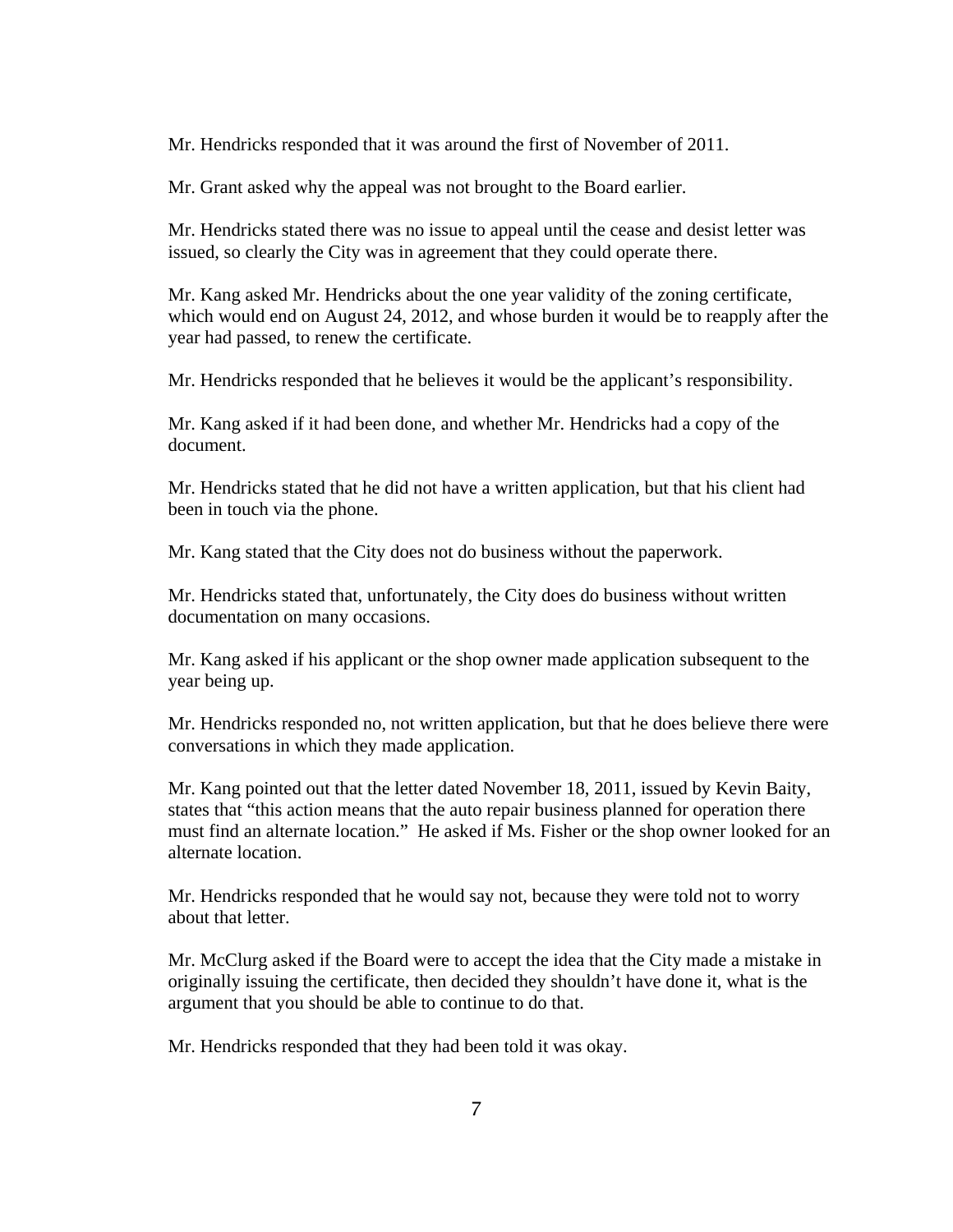Mr. Hendricks responded that it was around the first of November of 2011.

Mr. Grant asked why the appeal was not brought to the Board earlier.

Mr. Hendricks stated there was no issue to appeal until the cease and desist letter was issued, so clearly the City was in agreement that they could operate there.

Mr. Kang asked Mr. Hendricks about the one year validity of the zoning certificate, which would end on August 24, 2012, and whose burden it would be to reapply after the year had passed, to renew the certificate.

Mr. Hendricks responded that he believes it would be the applicant's responsibility.

Mr. Kang asked if it had been done, and whether Mr. Hendricks had a copy of the document.

Mr. Hendricks stated that he did not have a written application, but that his client had been in touch via the phone.

Mr. Kang stated that the City does not do business without the paperwork.

Mr. Hendricks stated that, unfortunately, the City does do business without written documentation on many occasions.

Mr. Kang asked if his applicant or the shop owner made application subsequent to the year being up.

Mr. Hendricks responded no, not written application, but that he does believe there were conversations in which they made application.

Mr. Kang pointed out that the letter dated November 18, 2011, issued by Kevin Baity, states that "this action means that the auto repair business planned for operation there must find an alternate location." He asked if Ms. Fisher or the shop owner looked for an alternate location.

Mr. Hendricks responded that he would say not, because they were told not to worry about that letter.

Mr. McClurg asked if the Board were to accept the idea that the City made a mistake in originally issuing the certificate, then decided they shouldn't have done it, what is the argument that you should be able to continue to do that.

Mr. Hendricks responded that they had been told it was okay.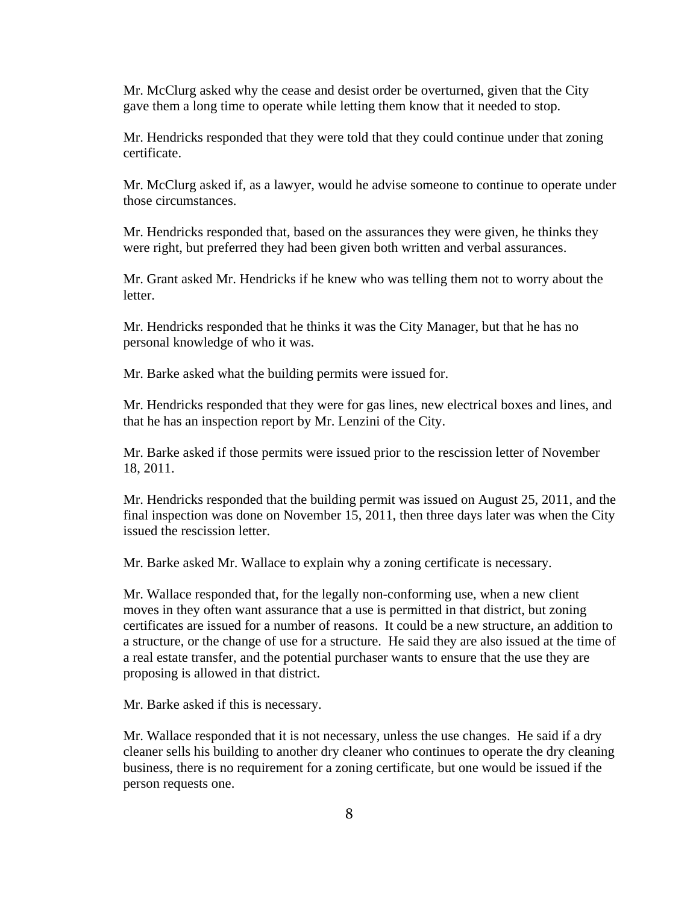Mr. McClurg asked why the cease and desist order be overturned, given that the City gave them a long time to operate while letting them know that it needed to stop.

Mr. Hendricks responded that they were told that they could continue under that zoning certificate.

Mr. McClurg asked if, as a lawyer, would he advise someone to continue to operate under those circumstances.

Mr. Hendricks responded that, based on the assurances they were given, he thinks they were right, but preferred they had been given both written and verbal assurances.

Mr. Grant asked Mr. Hendricks if he knew who was telling them not to worry about the letter.

Mr. Hendricks responded that he thinks it was the City Manager, but that he has no personal knowledge of who it was.

Mr. Barke asked what the building permits were issued for.

Mr. Hendricks responded that they were for gas lines, new electrical boxes and lines, and that he has an inspection report by Mr. Lenzini of the City.

Mr. Barke asked if those permits were issued prior to the rescission letter of November 18, 2011.

Mr. Hendricks responded that the building permit was issued on August 25, 2011, and the final inspection was done on November 15, 2011, then three days later was when the City issued the rescission letter.

Mr. Barke asked Mr. Wallace to explain why a zoning certificate is necessary.

Mr. Wallace responded that, for the legally non-conforming use, when a new client moves in they often want assurance that a use is permitted in that district, but zoning certificates are issued for a number of reasons. It could be a new structure, an addition to a structure, or the change of use for a structure. He said they are also issued at the time of a real estate transfer, and the potential purchaser wants to ensure that the use they are proposing is allowed in that district.

Mr. Barke asked if this is necessary.

Mr. Wallace responded that it is not necessary, unless the use changes. He said if a dry cleaner sells his building to another dry cleaner who continues to operate the dry cleaning business, there is no requirement for a zoning certificate, but one would be issued if the person requests one.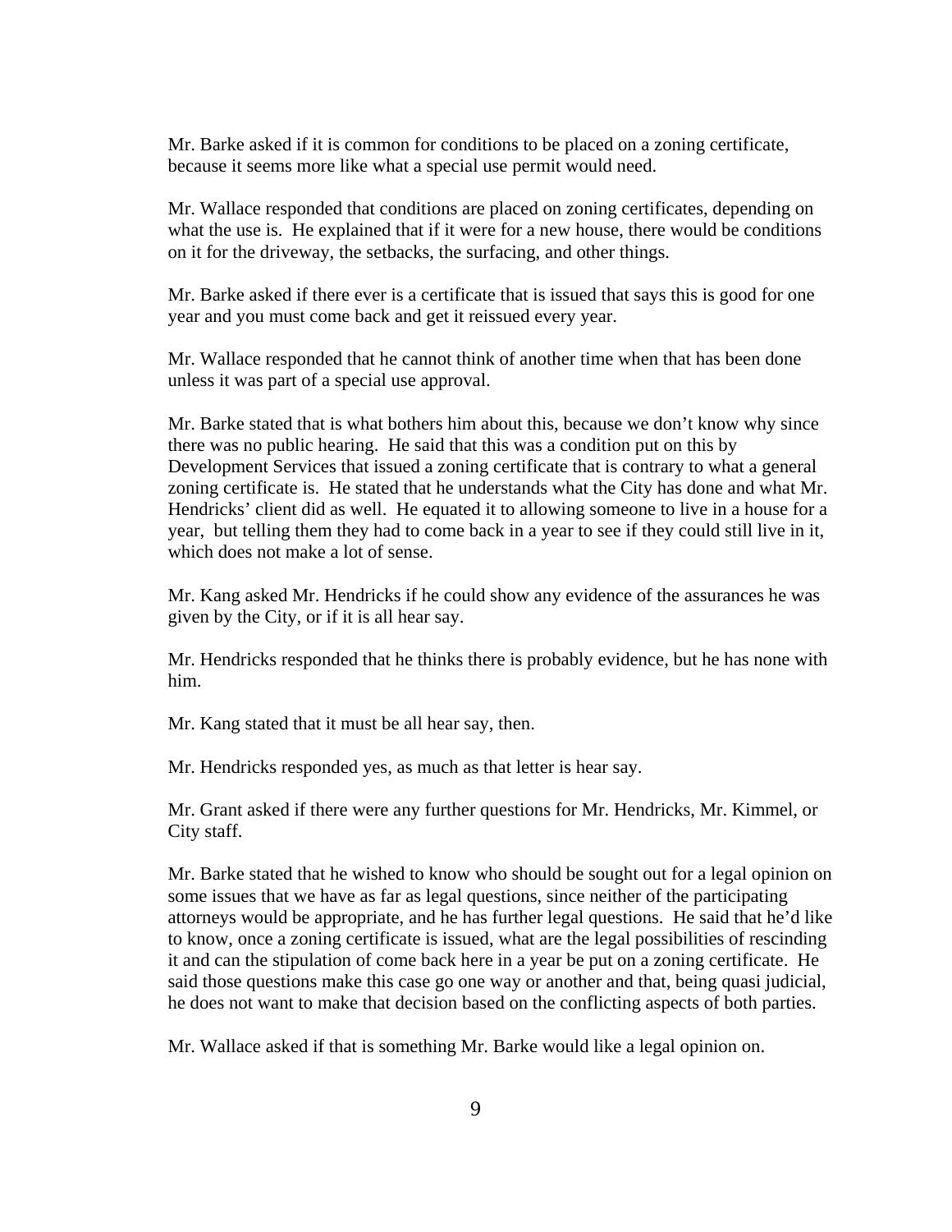Mr. Barke asked if it is common for conditions to be placed on a zoning certificate, because it seems more like what a special use permit would need.

Mr. Wallace responded that conditions are placed on zoning certificates, depending on what the use is. He explained that if it were for a new house, there would be conditions on it for the driveway, the setbacks, the surfacing, and other things.

Mr. Barke asked if there ever is a certificate that is issued that says this is good for one year and you must come back and get it reissued every year.

Mr. Wallace responded that he cannot think of another time when that has been done unless it was part of a special use approval.

Mr. Barke stated that is what bothers him about this, because we don't know why since there was no public hearing. He said that this was a condition put on this by Development Services that issued a zoning certificate that is contrary to what a general zoning certificate is. He stated that he understands what the City has done and what Mr. Hendricks' client did as well. He equated it to allowing someone to live in a house for a year, but telling them they had to come back in a year to see if they could still live in it, which does not make a lot of sense.

Mr. Kang asked Mr. Hendricks if he could show any evidence of the assurances he was given by the City, or if it is all hear say.

Mr. Hendricks responded that he thinks there is probably evidence, but he has none with him.

Mr. Kang stated that it must be all hear say, then.

Mr. Hendricks responded yes, as much as that letter is hear say.

Mr. Grant asked if there were any further questions for Mr. Hendricks, Mr. Kimmel, or City staff.

Mr. Barke stated that he wished to know who should be sought out for a legal opinion on some issues that we have as far as legal questions, since neither of the participating attorneys would be appropriate, and he has further legal questions. He said that he'd like to know, once a zoning certificate is issued, what are the legal possibilities of rescinding it and can the stipulation of come back here in a year be put on a zoning certificate. He said those questions make this case go one way or another and that, being quasi judicial, he does not want to make that decision based on the conflicting aspects of both parties.

Mr. Wallace asked if that is something Mr. Barke would like a legal opinion on.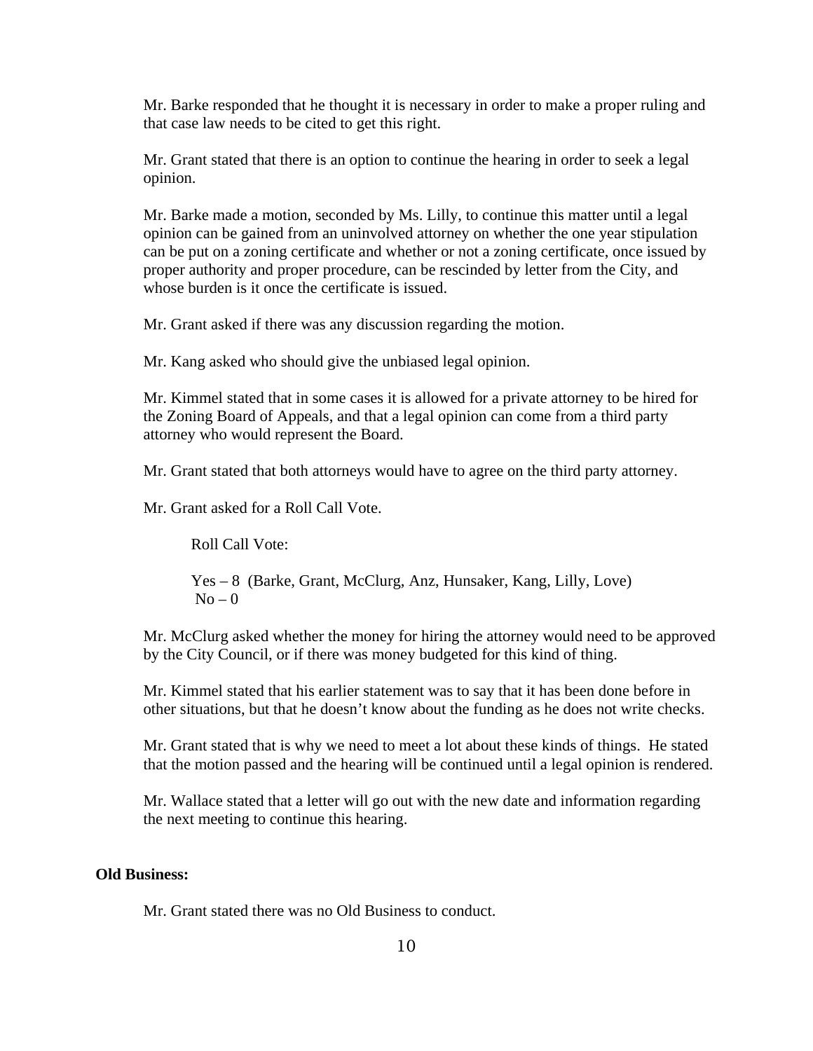Mr. Barke responded that he thought it is necessary in order to make a proper ruling and that case law needs to be cited to get this right.

Mr. Grant stated that there is an option to continue the hearing in order to seek a legal opinion.

Mr. Barke made a motion, seconded by Ms. Lilly, to continue this matter until a legal opinion can be gained from an uninvolved attorney on whether the one year stipulation can be put on a zoning certificate and whether or not a zoning certificate, once issued by proper authority and proper procedure, can be rescinded by letter from the City, and whose burden is it once the certificate is issued.

Mr. Grant asked if there was any discussion regarding the motion.

Mr. Kang asked who should give the unbiased legal opinion.

Mr. Kimmel stated that in some cases it is allowed for a private attorney to be hired for the Zoning Board of Appeals, and that a legal opinion can come from a third party attorney who would represent the Board.

Mr. Grant stated that both attorneys would have to agree on the third party attorney.

Mr. Grant asked for a Roll Call Vote.

Roll Call Vote:

Yes – 8 (Barke, Grant, McClurg, Anz, Hunsaker, Kang, Lilly, Love)
No – 0

Mr. McClurg asked whether the money for hiring the attorney would need to be approved by the City Council, or if there was money budgeted for this kind of thing.

Mr. Kimmel stated that his earlier statement was to say that it has been done before in other situations, but that he doesn't know about the funding as he does not write checks.

Mr. Grant stated that is why we need to meet a lot about these kinds of things. He stated that the motion passed and the hearing will be continued until a legal opinion is rendered.

Mr. Wallace stated that a letter will go out with the new date and information regarding the next meeting to continue this hearing.

**Old Business:**

Mr. Grant stated there was no Old Business to conduct.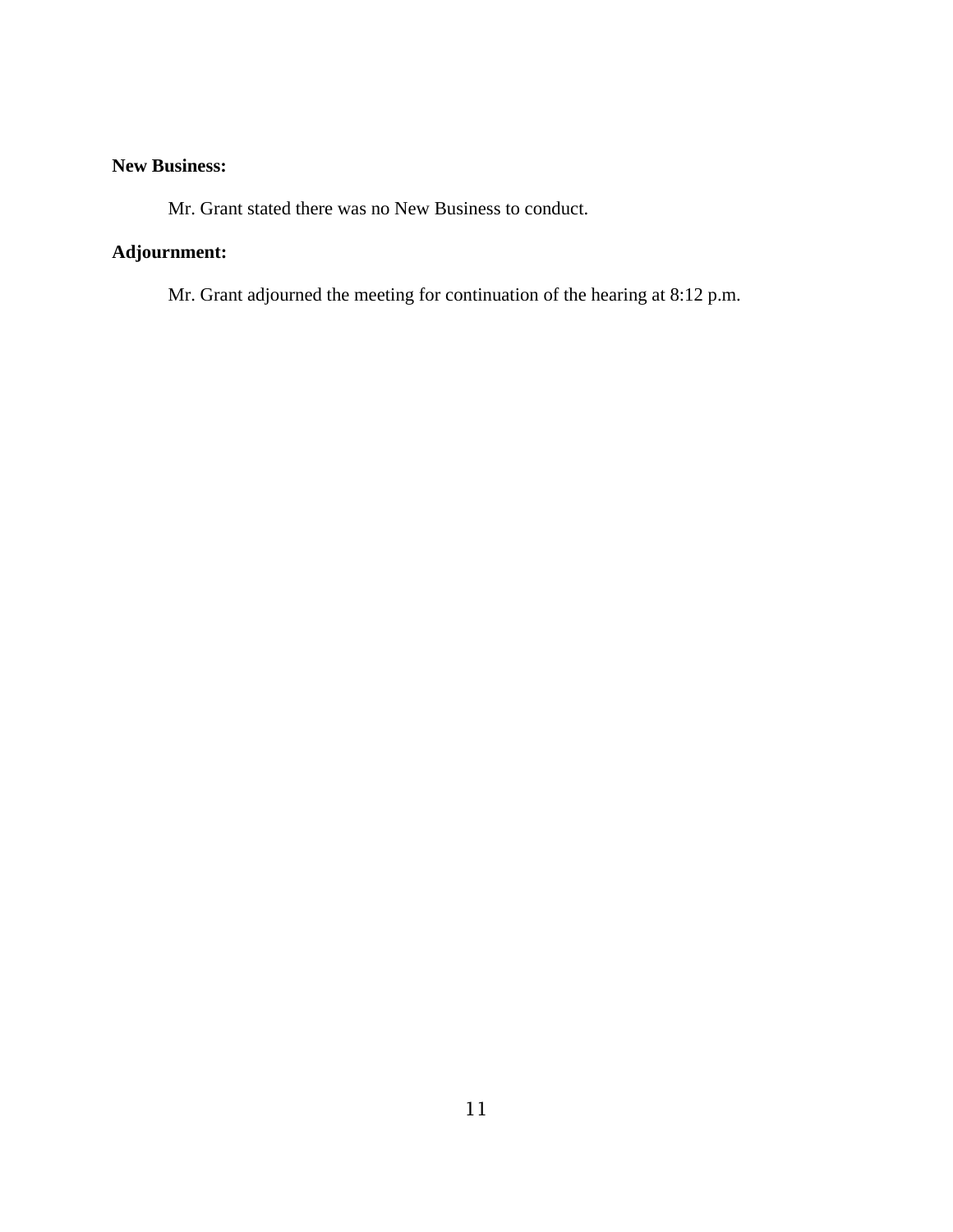**New Business:**

Mr. Grant stated there was no New Business to conduct.

**Adjournment:**

Mr. Grant adjourned the meeting for continuation of the hearing at 8:12 p.m.